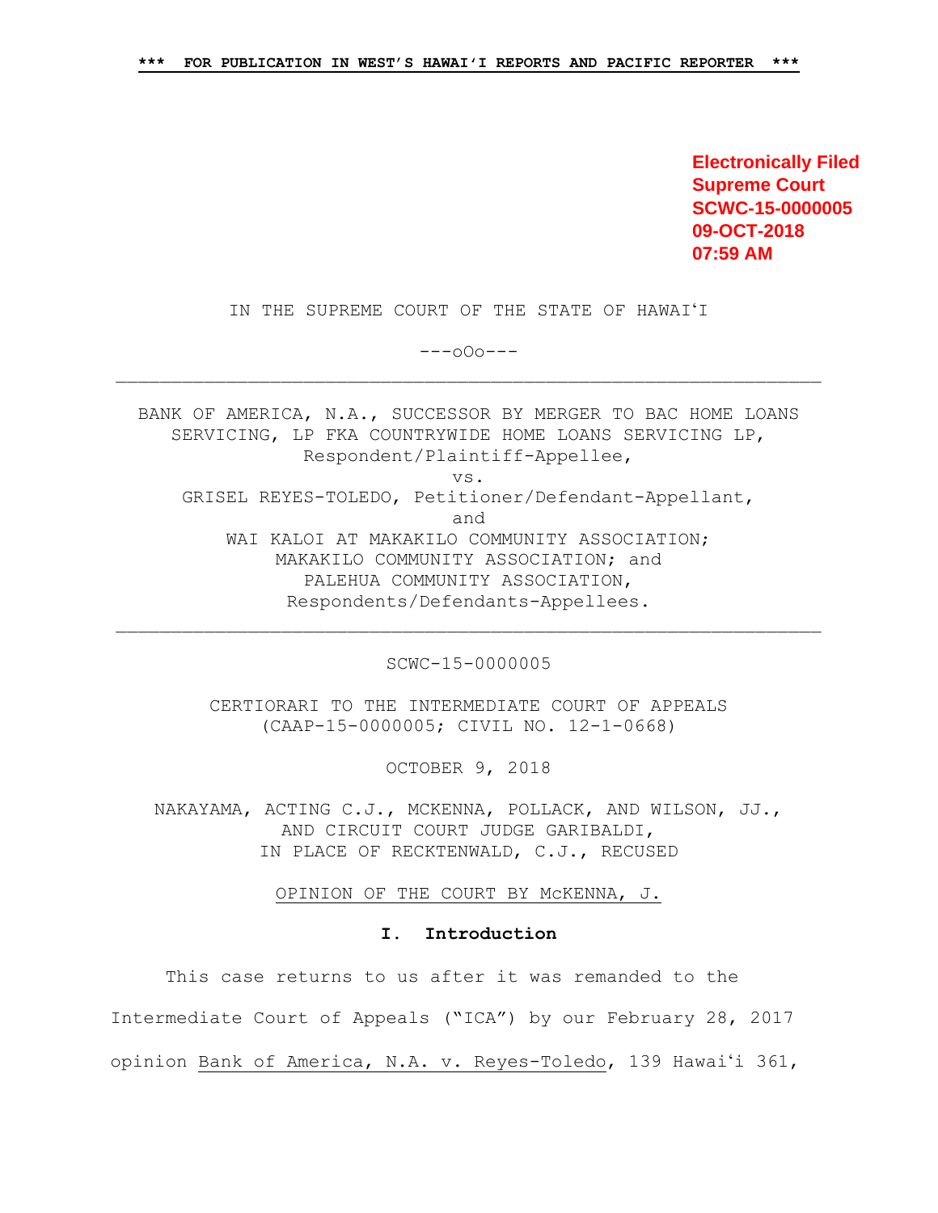**\*\*\* FOR PUBLICATION IN WEST'S HAWAIʻI REPORTS AND PACIFIC REPORTER \*\*\***

**Electronically Filed**
**Supreme Court**
**SCWC-15-0000005**
**09-OCT-2018**
**07:59 AM**

IN THE SUPREME COURT OF THE STATE OF HAWAIʻI

---oOo---

---

BANK OF AMERICA, N.A., SUCCESSOR BY MERGER TO BAC HOME LOANS SERVICING, LP FKA COUNTRYWIDE HOME LOANS SERVICING LP, Respondent/Plaintiff-Appellee,

vs.

GRISEL REYES-TOLEDO, Petitioner/Defendant-Appellant,

and

WAI KALOI AT MAKAKILO COMMUNITY ASSOCIATION; MAKAKILO COMMUNITY ASSOCIATION; and PALEHUA COMMUNITY ASSOCIATION, Respondents/Defendants-Appellees.

---

SCWC-15-0000005

CERTIORARI TO THE INTERMEDIATE COURT OF APPEALS (CAAP-15-0000005; CIVIL NO. 12-1-0668)

OCTOBER 9, 2018

NAKAYAMA, ACTING C.J., MCKENNA, POLLACK, AND WILSON, JJ., AND CIRCUIT COURT JUDGE GARIBALDI, IN PLACE OF RECKTENWALD, C.J., RECUSED

OPINION OF THE COURT BY McKENNA, J.

## I. Introduction

This case returns to us after it was remanded to the Intermediate Court of Appeals ("ICA") by our February 28, 2017 opinion Bank of America, N.A. v. Reyes-Toledo, 139 Hawaiʻi 361,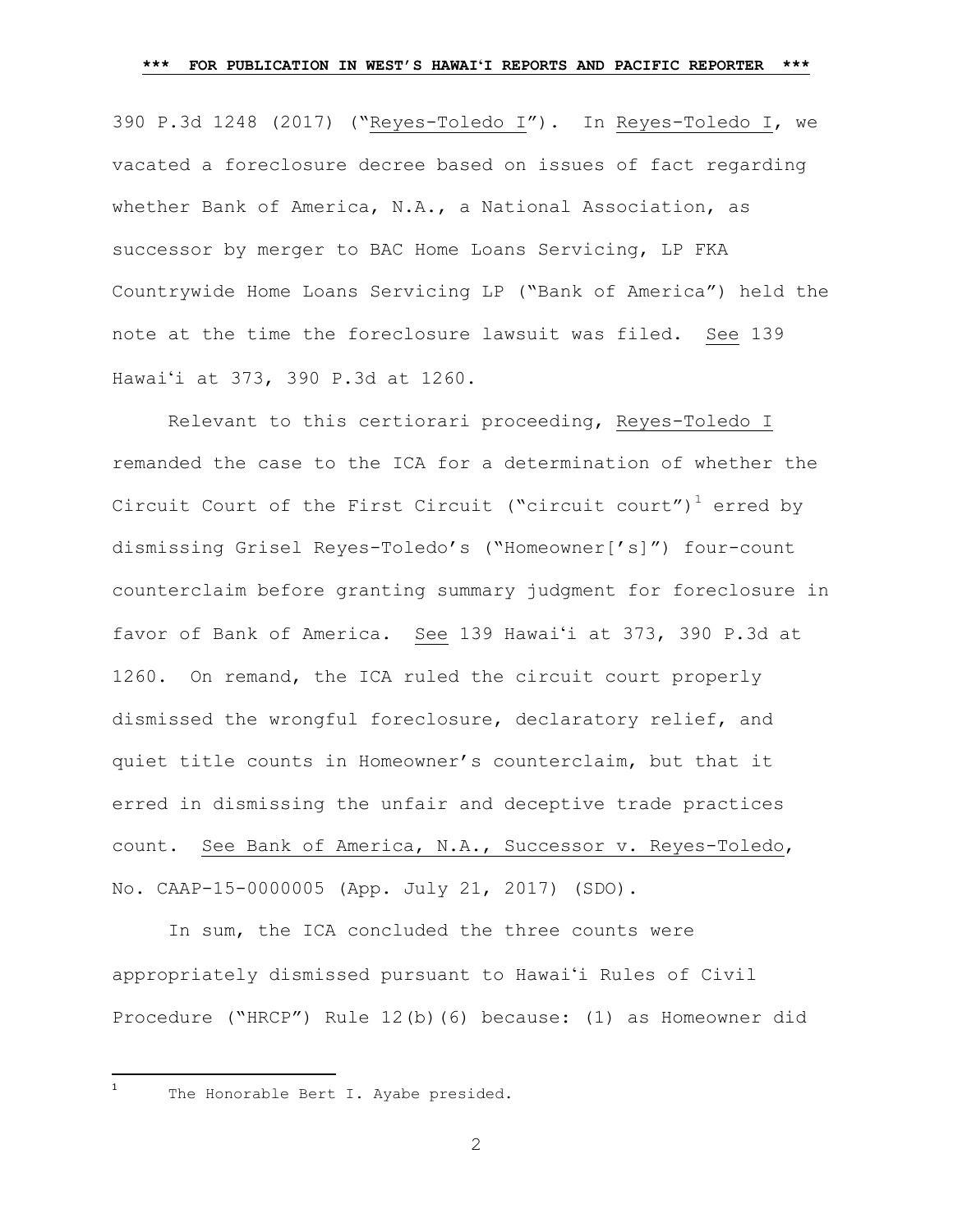390 P.3d 1248 (2017) ("Reyes-Toledo I"). In Reyes-Toledo I, we vacated a foreclosure decree based on issues of fact regarding whether Bank of America, N.A., a National Association, as successor by merger to BAC Home Loans Servicing, LP FKA Countrywide Home Loans Servicing LP ("Bank of America") held the note at the time the foreclosure lawsuit was filed. See 139 Hawaiʻi at 373, 390 P.3d at 1260.

Relevant to this certiorari proceeding, Reyes-Toledo I remanded the case to the ICA for a determination of whether the Circuit Court of the First Circuit ("circuit court")[1] erred by dismissing Grisel Reyes-Toledo's ("Homeowner['s]") four-count counterclaim before granting summary judgment for foreclosure in favor of Bank of America. See 139 Hawaiʻi at 373, 390 P.3d at 1260. On remand, the ICA ruled the circuit court properly dismissed the wrongful foreclosure, declaratory relief, and quiet title counts in Homeowner's counterclaim, but that it erred in dismissing the unfair and deceptive trade practices count. See Bank of America, N.A., Successor v. Reyes-Toledo, No. CAAP-15-0000005 (App. July 21, 2017) (SDO).

In sum, the ICA concluded the three counts were appropriately dismissed pursuant to Hawaiʻi Rules of Civil Procedure ("HRCP") Rule 12(b)(6) because: (1) as Homeowner did

---

[1] The Honorable Bert I. Ayabe presided.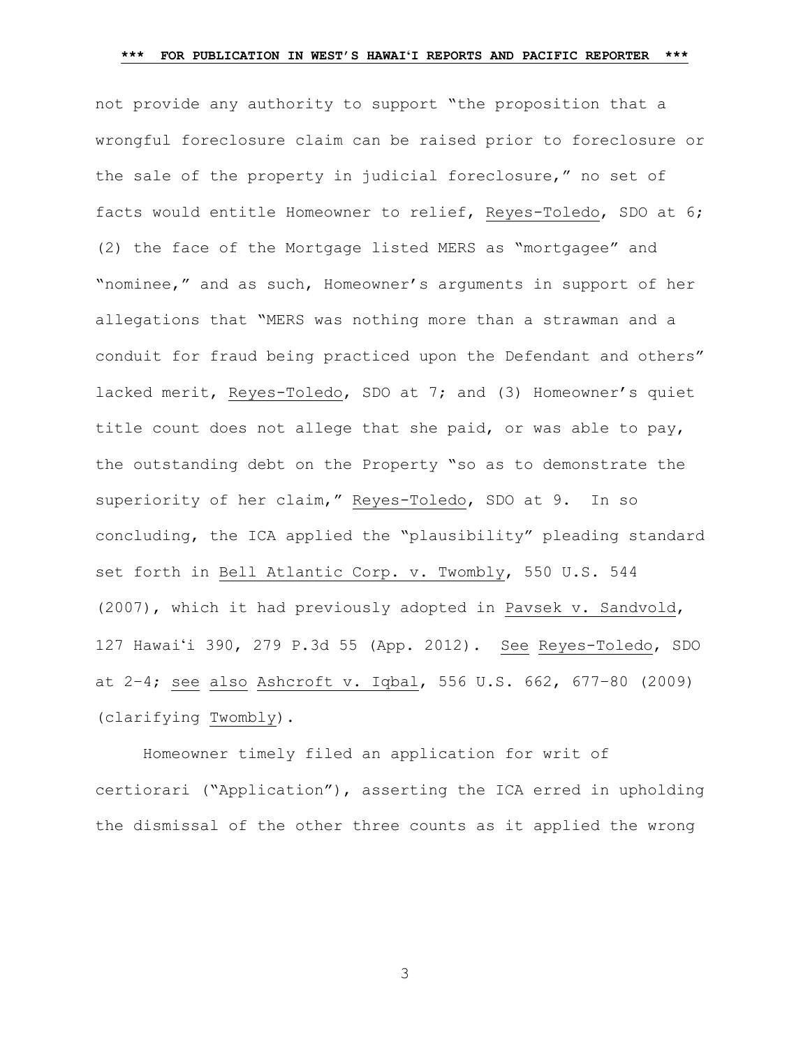not provide any authority to support "the proposition that a wrongful foreclosure claim can be raised prior to foreclosure or the sale of the property in judicial foreclosure," no set of facts would entitle Homeowner to relief, Reyes-Toledo, SDO at 6; (2) the face of the Mortgage listed MERS as "mortgagee" and "nominee," and as such, Homeowner's arguments in support of her allegations that "MERS was nothing more than a strawman and a conduit for fraud being practiced upon the Defendant and others" lacked merit, Reyes-Toledo, SDO at 7; and (3) Homeowner's quiet title count does not allege that she paid, or was able to pay, the outstanding debt on the Property "so as to demonstrate the superiority of her claim," Reyes-Toledo, SDO at 9. In so concluding, the ICA applied the "plausibility" pleading standard set forth in Bell Atlantic Corp. v. Twombly, 550 U.S. 544 (2007), which it had previously adopted in Pavsek v. Sandvold, 127 Hawaiʻi 390, 279 P.3d 55 (App. 2012). See Reyes-Toledo, SDO at 2–4; see also Ashcroft v. Iqbal, 556 U.S. 662, 677–80 (2009) (clarifying Twombly).

Homeowner timely filed an application for writ of certiorari ("Application"), asserting the ICA erred in upholding the dismissal of the other three counts as it applied the wrong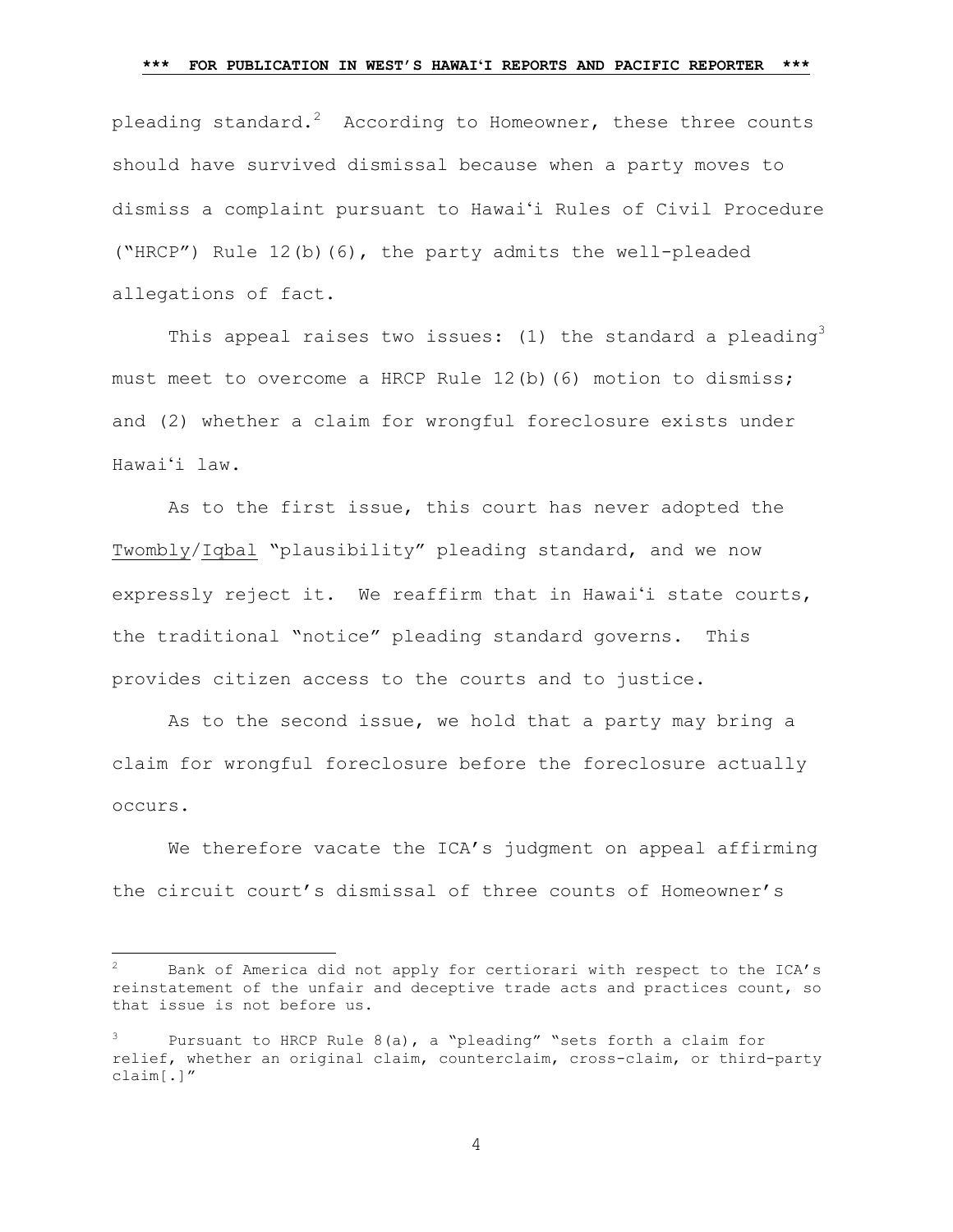pleading standard.[2] According to Homeowner, these three counts should have survived dismissal because when a party moves to dismiss a complaint pursuant to Hawaiʻi Rules of Civil Procedure ("HRCP") Rule 12(b)(6), the party admits the well-pleaded allegations of fact.

This appeal raises two issues: (1) the standard a pleading[3] must meet to overcome a HRCP Rule 12(b)(6) motion to dismiss; and (2) whether a claim for wrongful foreclosure exists under Hawaiʻi law.

As to the first issue, this court has never adopted the Twombly/Iqbal "plausibility" pleading standard, and we now expressly reject it. We reaffirm that in Hawaiʻi state courts, the traditional "notice" pleading standard governs. This provides citizen access to the courts and to justice.

As to the second issue, we hold that a party may bring a claim for wrongful foreclosure before the foreclosure actually occurs.

We therefore vacate the ICA's judgment on appeal affirming the circuit court's dismissal of three counts of Homeowner's

---

[2] Bank of America did not apply for certiorari with respect to the ICA's reinstatement of the unfair and deceptive trade acts and practices count, so that issue is not before us.

[3] Pursuant to HRCP Rule 8(a), a "pleading" "sets forth a claim for relief, whether an original claim, counterclaim, cross-claim, or third-party claim[.]"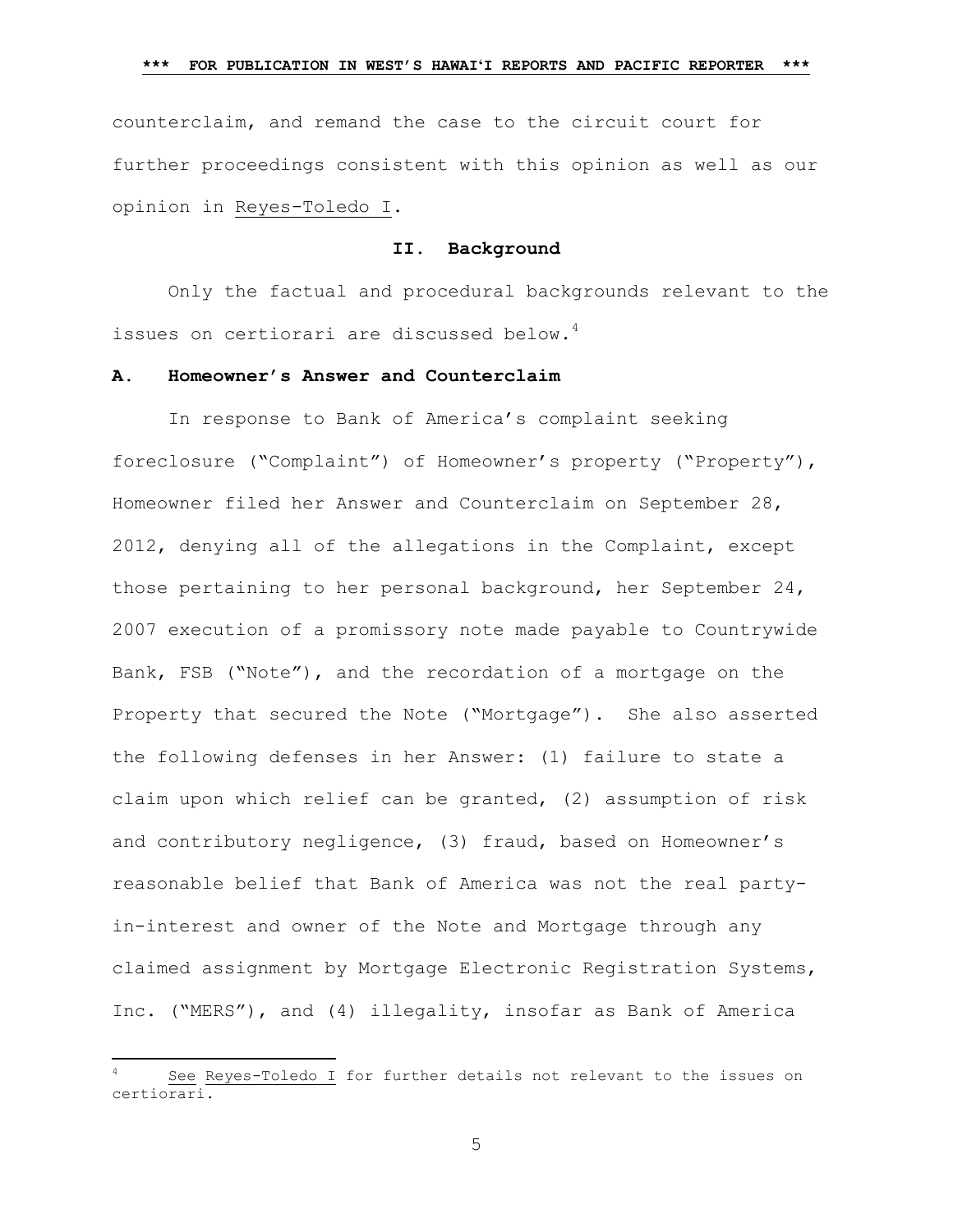counterclaim, and remand the case to the circuit court for further proceedings consistent with this opinion as well as our opinion in Reyes-Toledo I.

## II. Background

Only the factual and procedural backgrounds relevant to the issues on certiorari are discussed below.[4]

### A. Homeowner's Answer and Counterclaim

In response to Bank of America's complaint seeking foreclosure ("Complaint") of Homeowner's property ("Property"), Homeowner filed her Answer and Counterclaim on September 28, 2012, denying all of the allegations in the Complaint, except those pertaining to her personal background, her September 24, 2007 execution of a promissory note made payable to Countrywide Bank, FSB ("Note"), and the recordation of a mortgage on the Property that secured the Note ("Mortgage"). She also asserted the following defenses in her Answer: (1) failure to state a claim upon which relief can be granted, (2) assumption of risk and contributory negligence, (3) fraud, based on Homeowner's reasonable belief that Bank of America was not the real party-in-interest and owner of the Note and Mortgage through any claimed assignment by Mortgage Electronic Registration Systems, Inc. ("MERS"), and (4) illegality, insofar as Bank of America

---

[4] See Reyes-Toledo I for further details not relevant to the issues on certiorari.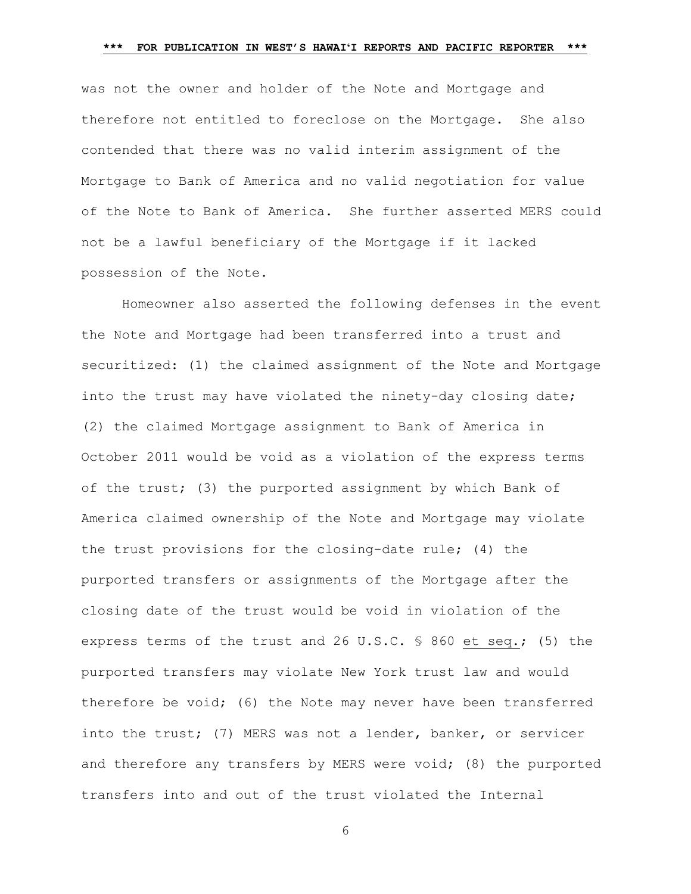was not the owner and holder of the Note and Mortgage and therefore not entitled to foreclose on the Mortgage. She also contended that there was no valid interim assignment of the Mortgage to Bank of America and no valid negotiation for value of the Note to Bank of America. She further asserted MERS could not be a lawful beneficiary of the Mortgage if it lacked possession of the Note.

Homeowner also asserted the following defenses in the event the Note and Mortgage had been transferred into a trust and securitized: (1) the claimed assignment of the Note and Mortgage into the trust may have violated the ninety-day closing date; (2) the claimed Mortgage assignment to Bank of America in October 2011 would be void as a violation of the express terms of the trust; (3) the purported assignment by which Bank of America claimed ownership of the Note and Mortgage may violate the trust provisions for the closing-date rule; (4) the purported transfers or assignments of the Mortgage after the closing date of the trust would be void in violation of the express terms of the trust and 26 U.S.C. § 860 <u>et seq.</u>; (5) the purported transfers may violate New York trust law and would therefore be void; (6) the Note may never have been transferred into the trust; (7) MERS was not a lender, banker, or servicer and therefore any transfers by MERS were void; (8) the purported transfers into and out of the trust violated the Internal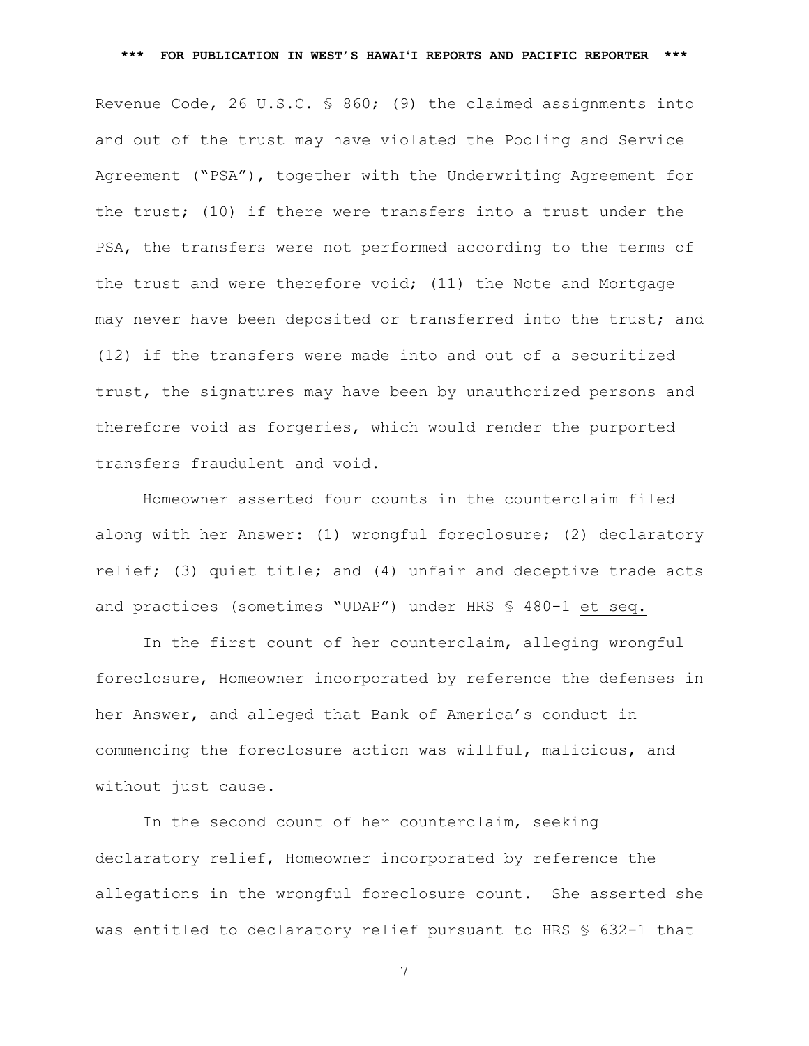Revenue Code, 26 U.S.C. § 860; (9) the claimed assignments into and out of the trust may have violated the Pooling and Service Agreement ("PSA"), together with the Underwriting Agreement for the trust; (10) if there were transfers into a trust under the PSA, the transfers were not performed according to the terms of the trust and were therefore void; (11) the Note and Mortgage may never have been deposited or transferred into the trust; and (12) if the transfers were made into and out of a securitized trust, the signatures may have been by unauthorized persons and therefore void as forgeries, which would render the purported transfers fraudulent and void.

Homeowner asserted four counts in the counterclaim filed along with her Answer: (1) wrongful foreclosure; (2) declaratory relief; (3) quiet title; and (4) unfair and deceptive trade acts and practices (sometimes "UDAP") under HRS § 480-1 et seq.

In the first count of her counterclaim, alleging wrongful foreclosure, Homeowner incorporated by reference the defenses in her Answer, and alleged that Bank of America's conduct in commencing the foreclosure action was willful, malicious, and without just cause.

In the second count of her counterclaim, seeking declaratory relief, Homeowner incorporated by reference the allegations in the wrongful foreclosure count. She asserted she was entitled to declaratory relief pursuant to HRS § 632-1 that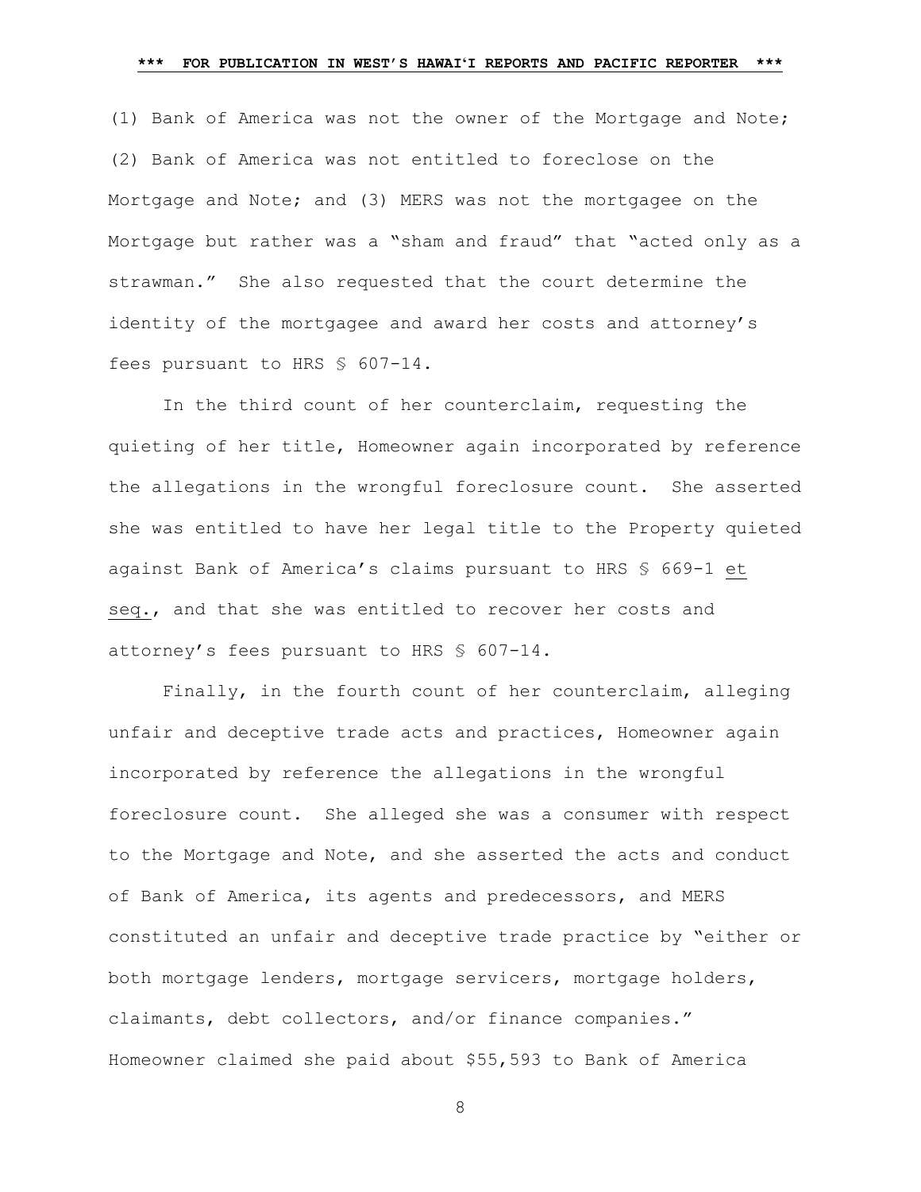(1) Bank of America was not the owner of the Mortgage and Note; (2) Bank of America was not entitled to foreclose on the Mortgage and Note; and (3) MERS was not the mortgagee on the Mortgage but rather was a "sham and fraud" that "acted only as a strawman." She also requested that the court determine the identity of the mortgagee and award her costs and attorney's fees pursuant to HRS § 607-14.

In the third count of her counterclaim, requesting the quieting of her title, Homeowner again incorporated by reference the allegations in the wrongful foreclosure count. She asserted she was entitled to have her legal title to the Property quieted against Bank of America's claims pursuant to HRS § 669-1 et seq., and that she was entitled to recover her costs and attorney's fees pursuant to HRS § 607-14.

Finally, in the fourth count of her counterclaim, alleging unfair and deceptive trade acts and practices, Homeowner again incorporated by reference the allegations in the wrongful foreclosure count. She alleged she was a consumer with respect to the Mortgage and Note, and she asserted the acts and conduct of Bank of America, its agents and predecessors, and MERS constituted an unfair and deceptive trade practice by "either or both mortgage lenders, mortgage servicers, mortgage holders, claimants, debt collectors, and/or finance companies." Homeowner claimed she paid about $55,593 to Bank of America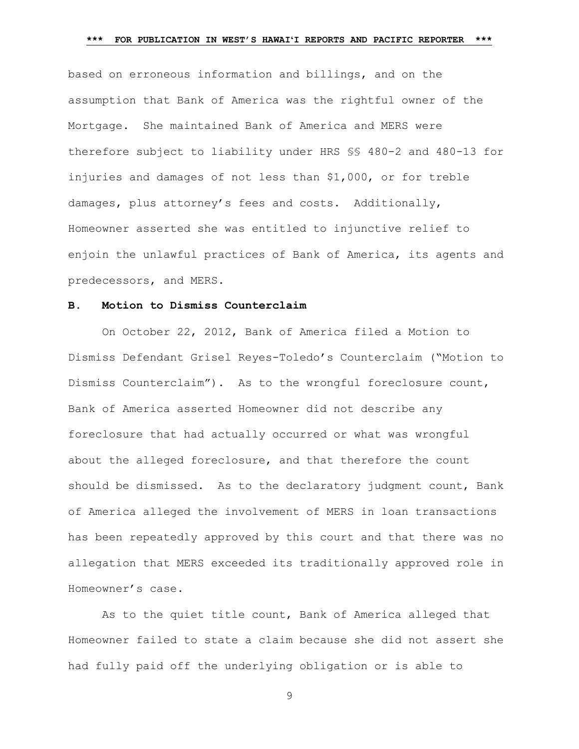based on erroneous information and billings, and on the assumption that Bank of America was the rightful owner of the Mortgage. She maintained Bank of America and MERS were therefore subject to liability under HRS §§ 480-2 and 480-13 for injuries and damages of not less than $1,000, or for treble damages, plus attorney's fees and costs. Additionally, Homeowner asserted she was entitled to injunctive relief to enjoin the unlawful practices of Bank of America, its agents and predecessors, and MERS.

### B. Motion to Dismiss Counterclaim

On October 22, 2012, Bank of America filed a Motion to Dismiss Defendant Grisel Reyes-Toledo's Counterclaim ("Motion to Dismiss Counterclaim"). As to the wrongful foreclosure count, Bank of America asserted Homeowner did not describe any foreclosure that had actually occurred or what was wrongful about the alleged foreclosure, and that therefore the count should be dismissed. As to the declaratory judgment count, Bank of America alleged the involvement of MERS in loan transactions has been repeatedly approved by this court and that there was no allegation that MERS exceeded its traditionally approved role in Homeowner's case.

As to the quiet title count, Bank of America alleged that Homeowner failed to state a claim because she did not assert she had fully paid off the underlying obligation or is able to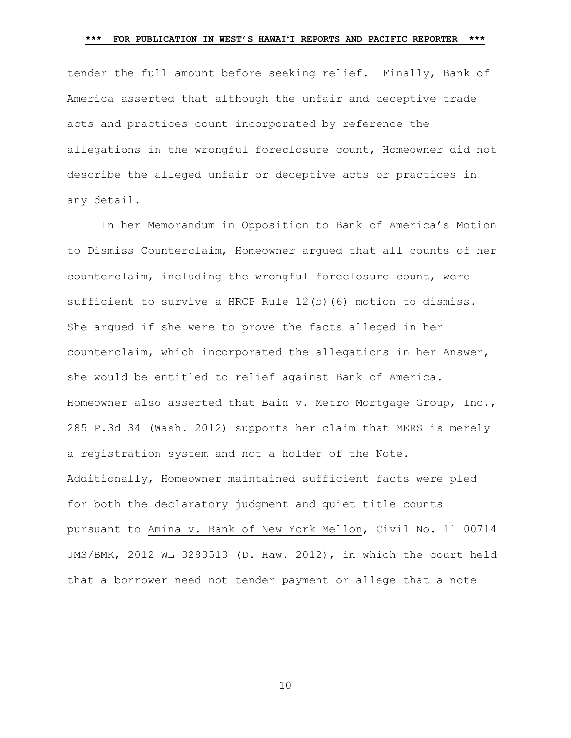tender the full amount before seeking relief. Finally, Bank of America asserted that although the unfair and deceptive trade acts and practices count incorporated by reference the allegations in the wrongful foreclosure count, Homeowner did not describe the alleged unfair or deceptive acts or practices in any detail.

In her Memorandum in Opposition to Bank of America's Motion to Dismiss Counterclaim, Homeowner argued that all counts of her counterclaim, including the wrongful foreclosure count, were sufficient to survive a HRCP Rule 12(b)(6) motion to dismiss. She argued if she were to prove the facts alleged in her counterclaim, which incorporated the allegations in her Answer, she would be entitled to relief against Bank of America. Homeowner also asserted that Bain v. Metro Mortgage Group, Inc., 285 P.3d 34 (Wash. 2012) supports her claim that MERS is merely a registration system and not a holder of the Note. Additionally, Homeowner maintained sufficient facts were pled for both the declaratory judgment and quiet title counts pursuant to Amina v. Bank of New York Mellon, Civil No. 11-00714 JMS/BMK, 2012 WL 3283513 (D. Haw. 2012), in which the court held that a borrower need not tender payment or allege that a note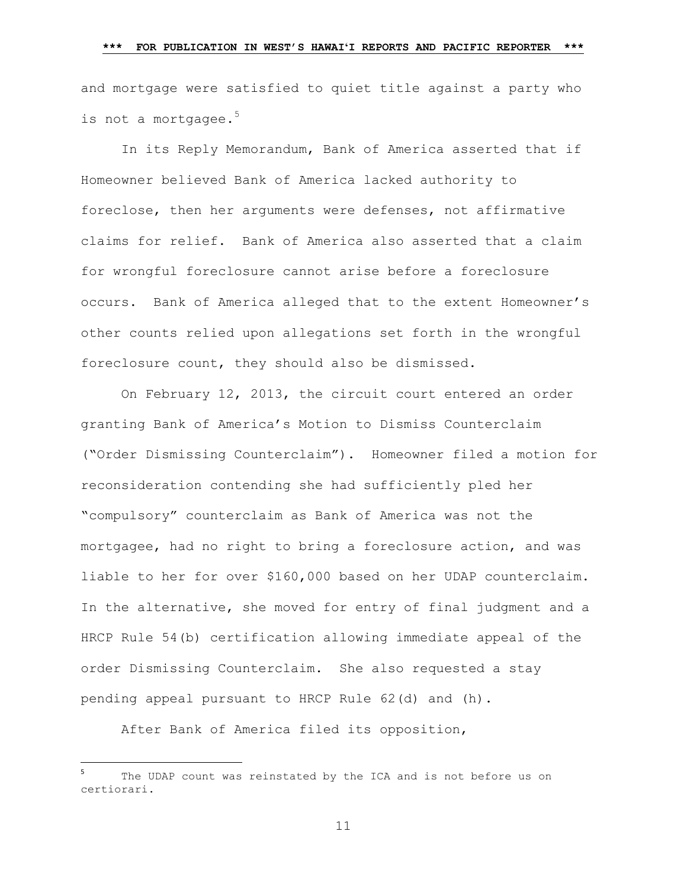and mortgage were satisfied to quiet title against a party who is not a mortgagee.[5]

In its Reply Memorandum, Bank of America asserted that if Homeowner believed Bank of America lacked authority to foreclose, then her arguments were defenses, not affirmative claims for relief. Bank of America also asserted that a claim for wrongful foreclosure cannot arise before a foreclosure occurs. Bank of America alleged that to the extent Homeowner's other counts relied upon allegations set forth in the wrongful foreclosure count, they should also be dismissed.

On February 12, 2013, the circuit court entered an order granting Bank of America's Motion to Dismiss Counterclaim ("Order Dismissing Counterclaim"). Homeowner filed a motion for reconsideration contending she had sufficiently pled her "compulsory" counterclaim as Bank of America was not the mortgagee, had no right to bring a foreclosure action, and was liable to her for over $160,000 based on her UDAP counterclaim. In the alternative, she moved for entry of final judgment and a HRCP Rule 54(b) certification allowing immediate appeal of the order Dismissing Counterclaim. She also requested a stay pending appeal pursuant to HRCP Rule 62(d) and (h).

After Bank of America filed its opposition,

---

[5] The UDAP count was reinstated by the ICA and is not before us on certiorari.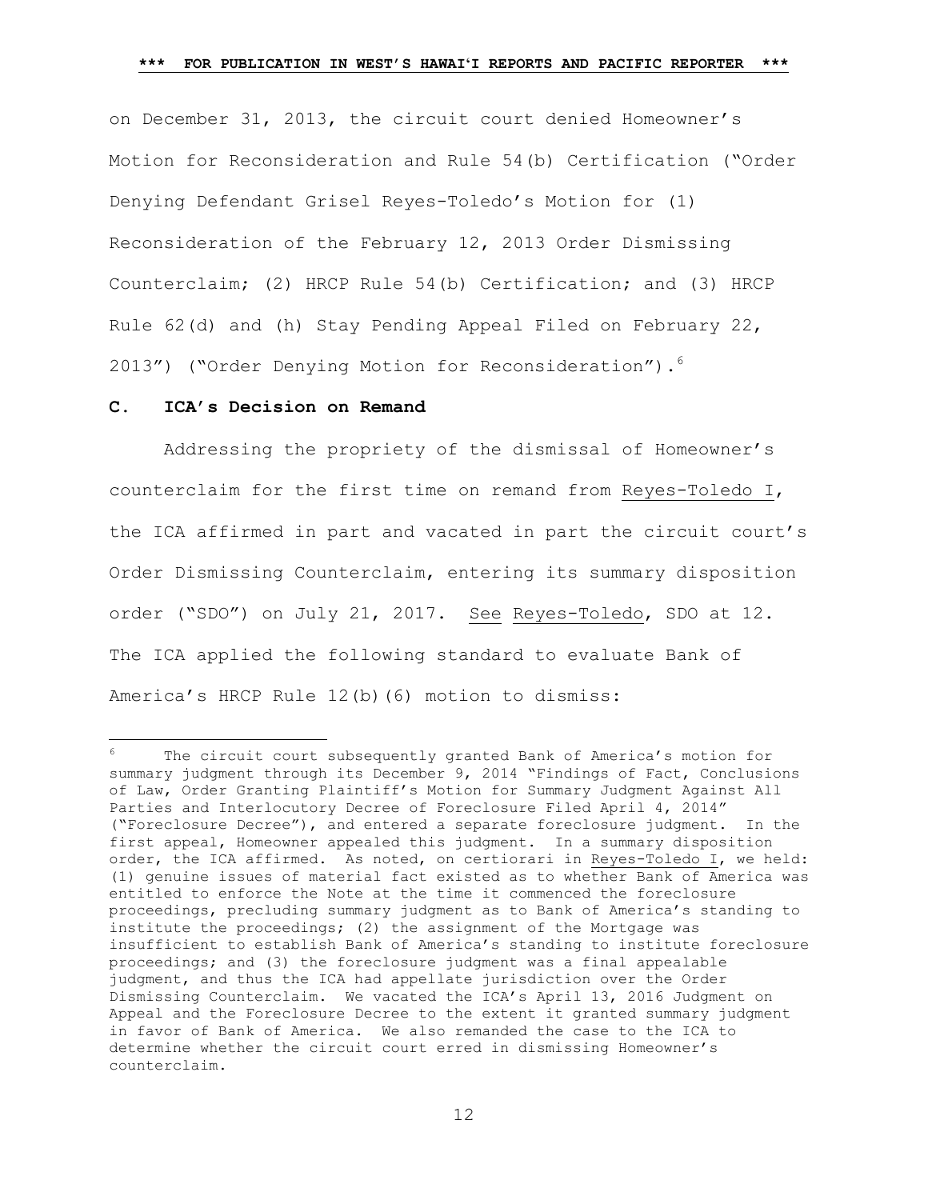on December 31, 2013, the circuit court denied Homeowner's Motion for Reconsideration and Rule 54(b) Certification ("Order Denying Defendant Grisel Reyes-Toledo's Motion for (1) Reconsideration of the February 12, 2013 Order Dismissing Counterclaim; (2) HRCP Rule 54(b) Certification; and (3) HRCP Rule 62(d) and (h) Stay Pending Appeal Filed on February 22, 2013") ("Order Denying Motion for Reconsideration").[6]

### C. ICA's Decision on Remand

Addressing the propriety of the dismissal of Homeowner's counterclaim for the first time on remand from Reyes-Toledo I, the ICA affirmed in part and vacated in part the circuit court's Order Dismissing Counterclaim, entering its summary disposition order ("SDO") on July 21, 2017. See Reyes-Toledo, SDO at 12. The ICA applied the following standard to evaluate Bank of America's HRCP Rule 12(b)(6) motion to dismiss:

---

[6] The circuit court subsequently granted Bank of America's motion for summary judgment through its December 9, 2014 "Findings of Fact, Conclusions of Law, Order Granting Plaintiff's Motion for Summary Judgment Against All Parties and Interlocutory Decree of Foreclosure Filed April 4, 2014" ("Foreclosure Decree"), and entered a separate foreclosure judgment. In the first appeal, Homeowner appealed this judgment. In a summary disposition order, the ICA affirmed. As noted, on certiorari in Reyes-Toledo I, we held: (1) genuine issues of material fact existed as to whether Bank of America was entitled to enforce the Note at the time it commenced the foreclosure proceedings, precluding summary judgment as to Bank of America's standing to institute the proceedings; (2) the assignment of the Mortgage was insufficient to establish Bank of America's standing to institute foreclosure proceedings; and (3) the foreclosure judgment was a final appealable judgment, and thus the ICA had appellate jurisdiction over the Order Dismissing Counterclaim. We vacated the ICA's April 13, 2016 Judgment on Appeal and the Foreclosure Decree to the extent it granted summary judgment in favor of Bank of America. We also remanded the case to the ICA to determine whether the circuit court erred in dismissing Homeowner's counterclaim.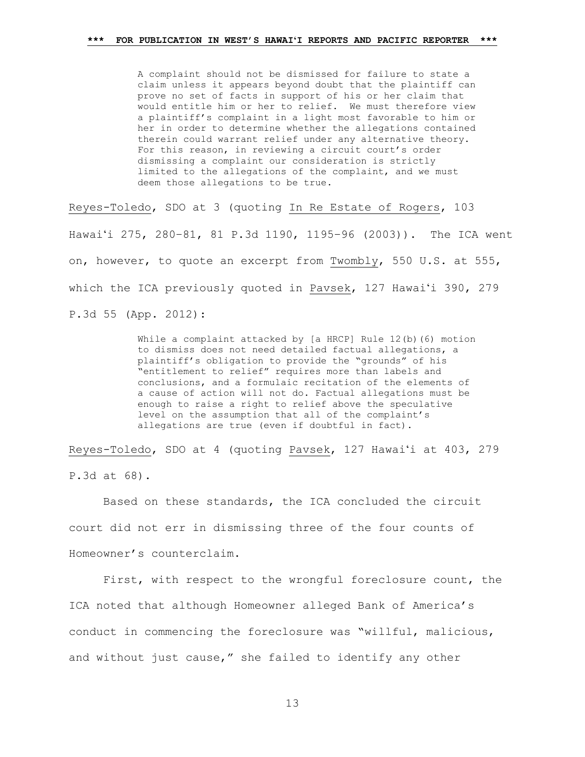> A complaint should not be dismissed for failure to state a claim unless it appears beyond doubt that the plaintiff can prove no set of facts in support of his or her claim that would entitle him or her to relief. We must therefore view a plaintiff's complaint in a light most favorable to him or her in order to determine whether the allegations contained therein could warrant relief under any alternative theory. For this reason, in reviewing a circuit court's order dismissing a complaint our consideration is strictly limited to the allegations of the complaint, and we must deem those allegations to be true.

Reyes-Toledo, SDO at 3 (quoting In Re Estate of Rogers, 103 Hawaiʻi 275, 280–81, 81 P.3d 1190, 1195–96 (2003)). The ICA went on, however, to quote an excerpt from Twombly, 550 U.S. at 555, which the ICA previously quoted in Pavsek, 127 Hawaiʻi 390, 279 P.3d 55 (App. 2012):

> While a complaint attacked by [a HRCP] Rule 12(b)(6) motion to dismiss does not need detailed factual allegations, a plaintiff's obligation to provide the "grounds" of his "entitlement to relief" requires more than labels and conclusions, and a formulaic recitation of the elements of a cause of action will not do. Factual allegations must be enough to raise a right to relief above the speculative level on the assumption that all of the complaint's allegations are true (even if doubtful in fact).

Reyes-Toledo, SDO at 4 (quoting Pavsek, 127 Hawaiʻi at 403, 279 P.3d at 68).

Based on these standards, the ICA concluded the circuit court did not err in dismissing three of the four counts of Homeowner's counterclaim.

First, with respect to the wrongful foreclosure count, the ICA noted that although Homeowner alleged Bank of America's conduct in commencing the foreclosure was "willful, malicious, and without just cause," she failed to identify any other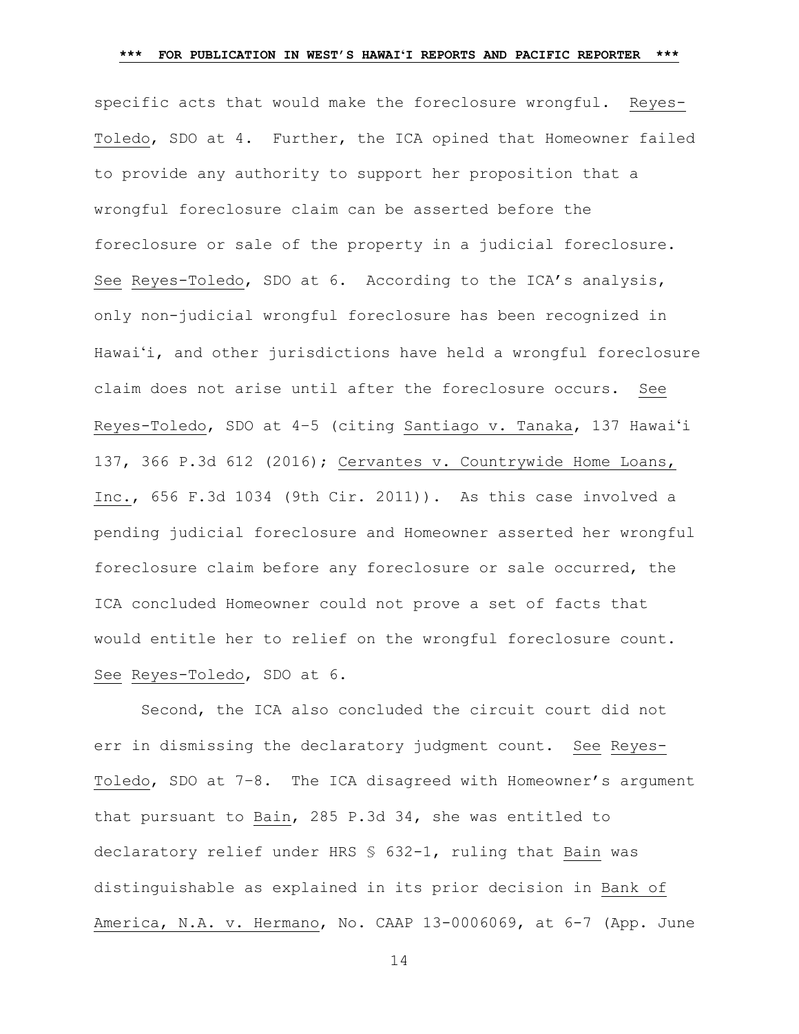specific acts that would make the foreclosure wrongful. Reyes-Toledo, SDO at 4. Further, the ICA opined that Homeowner failed to provide any authority to support her proposition that a wrongful foreclosure claim can be asserted before the foreclosure or sale of the property in a judicial foreclosure. See Reyes-Toledo, SDO at 6. According to the ICA's analysis, only non-judicial wrongful foreclosure has been recognized in Hawai'i, and other jurisdictions have held a wrongful foreclosure claim does not arise until after the foreclosure occurs. See Reyes-Toledo, SDO at 4–5 (citing Santiago v. Tanaka, 137 Hawai'i 137, 366 P.3d 612 (2016); Cervantes v. Countrywide Home Loans, Inc., 656 F.3d 1034 (9th Cir. 2011)). As this case involved a pending judicial foreclosure and Homeowner asserted her wrongful foreclosure claim before any foreclosure or sale occurred, the ICA concluded Homeowner could not prove a set of facts that would entitle her to relief on the wrongful foreclosure count. See Reyes-Toledo, SDO at 6.

Second, the ICA also concluded the circuit court did not err in dismissing the declaratory judgment count. See Reyes-Toledo, SDO at 7–8. The ICA disagreed with Homeowner's argument that pursuant to Bain, 285 P.3d 34, she was entitled to declaratory relief under HRS § 632-1, ruling that Bain was distinguishable as explained in its prior decision in Bank of America, N.A. v. Hermano, No. CAAP 13-0006069, at 6-7 (App. June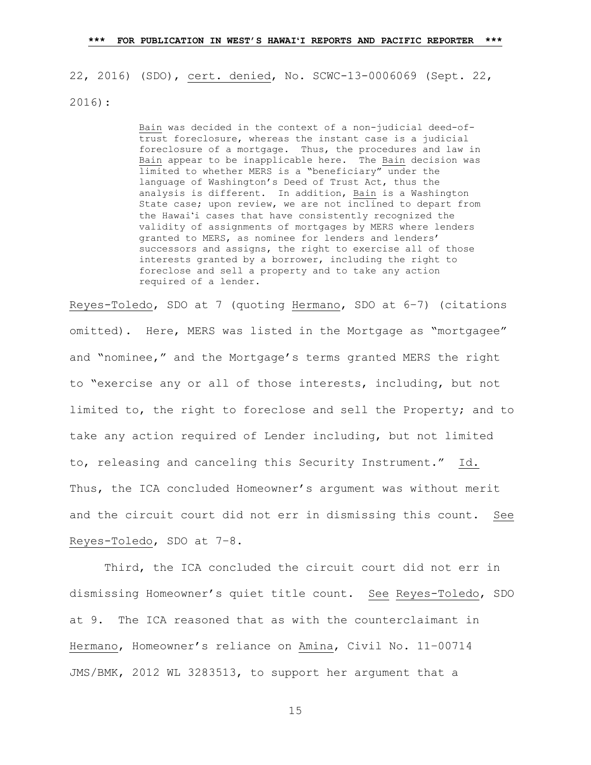22, 2016) (SDO), cert. denied, No. SCWC-13-0006069 (Sept. 22, 2016):

> Bain was decided in the context of a non-judicial deed-of-trust foreclosure, whereas the instant case is a judicial foreclosure of a mortgage. Thus, the procedures and law in Bain appear to be inapplicable here. The Bain decision was limited to whether MERS is a "beneficiary" under the language of Washington's Deed of Trust Act, thus the analysis is different. In addition, Bain is a Washington State case; upon review, we are not inclined to depart from the Hawaiʻi cases that have consistently recognized the validity of assignments of mortgages by MERS where lenders granted to MERS, as nominee for lenders and lenders' successors and assigns, the right to exercise all of those interests granted by a borrower, including the right to foreclose and sell a property and to take any action required of a lender.

Reyes-Toledo, SDO at 7 (quoting Hermano, SDO at 6–7) (citations omitted). Here, MERS was listed in the Mortgage as "mortgagee" and "nominee," and the Mortgage's terms granted MERS the right to "exercise any or all of those interests, including, but not limited to, the right to foreclose and sell the Property; and to take any action required of Lender including, but not limited to, releasing and canceling this Security Instrument." Id. Thus, the ICA concluded Homeowner's argument was without merit and the circuit court did not err in dismissing this count. See Reyes-Toledo, SDO at 7–8.

Third, the ICA concluded the circuit court did not err in dismissing Homeowner's quiet title count. See Reyes-Toledo, SDO at 9. The ICA reasoned that as with the counterclaimant in Hermano, Homeowner's reliance on Amina, Civil No. 11-00714 JMS/BMK, 2012 WL 3283513, to support her argument that a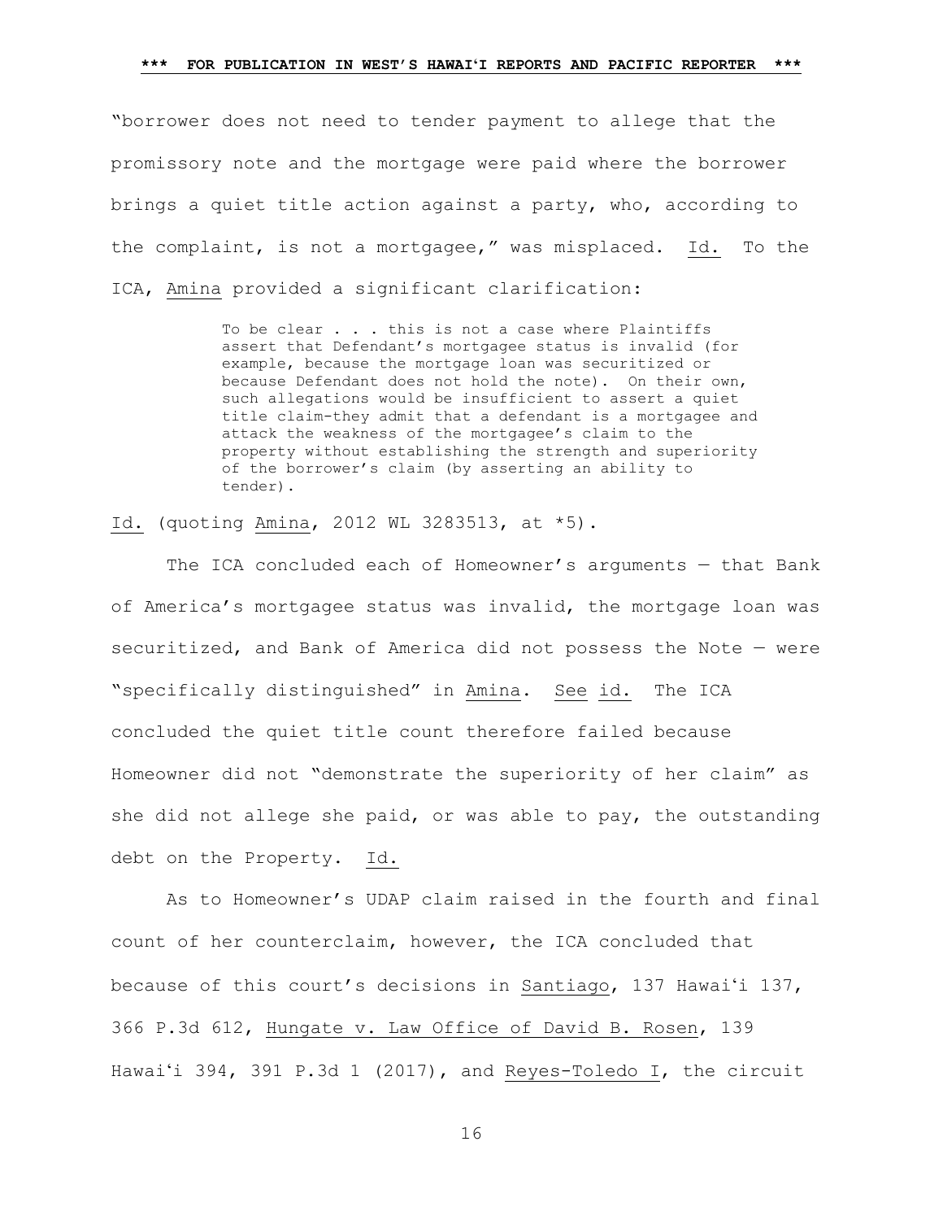"borrower does not need to tender payment to allege that the promissory note and the mortgage were paid where the borrower brings a quiet title action against a party, who, according to the complaint, is not a mortgagee," was misplaced. Id. To the ICA, Amina provided a significant clarification:

> To be clear . . . this is not a case where Plaintiffs assert that Defendant's mortgagee status is invalid (for example, because the mortgage loan was securitized or because Defendant does not hold the note). On their own, such allegations would be insufficient to assert a quiet title claim-they admit that a defendant is a mortgagee and attack the weakness of the mortgagee's claim to the property without establishing the strength and superiority of the borrower's claim (by asserting an ability to tender).

Id. (quoting Amina, 2012 WL 3283513, at *5).

The ICA concluded each of Homeowner's arguments — that Bank of America's mortgagee status was invalid, the mortgage loan was securitized, and Bank of America did not possess the Note — were "specifically distinguished" in Amina. See id. The ICA concluded the quiet title count therefore failed because Homeowner did not "demonstrate the superiority of her claim" as she did not allege she paid, or was able to pay, the outstanding debt on the Property. Id.

As to Homeowner's UDAP claim raised in the fourth and final count of her counterclaim, however, the ICA concluded that because of this court's decisions in Santiago, 137 Hawaiʻi 137, 366 P.3d 612, Hungate v. Law Office of David B. Rosen, 139 Hawaiʻi 394, 391 P.3d 1 (2017), and Reyes-Toledo I, the circuit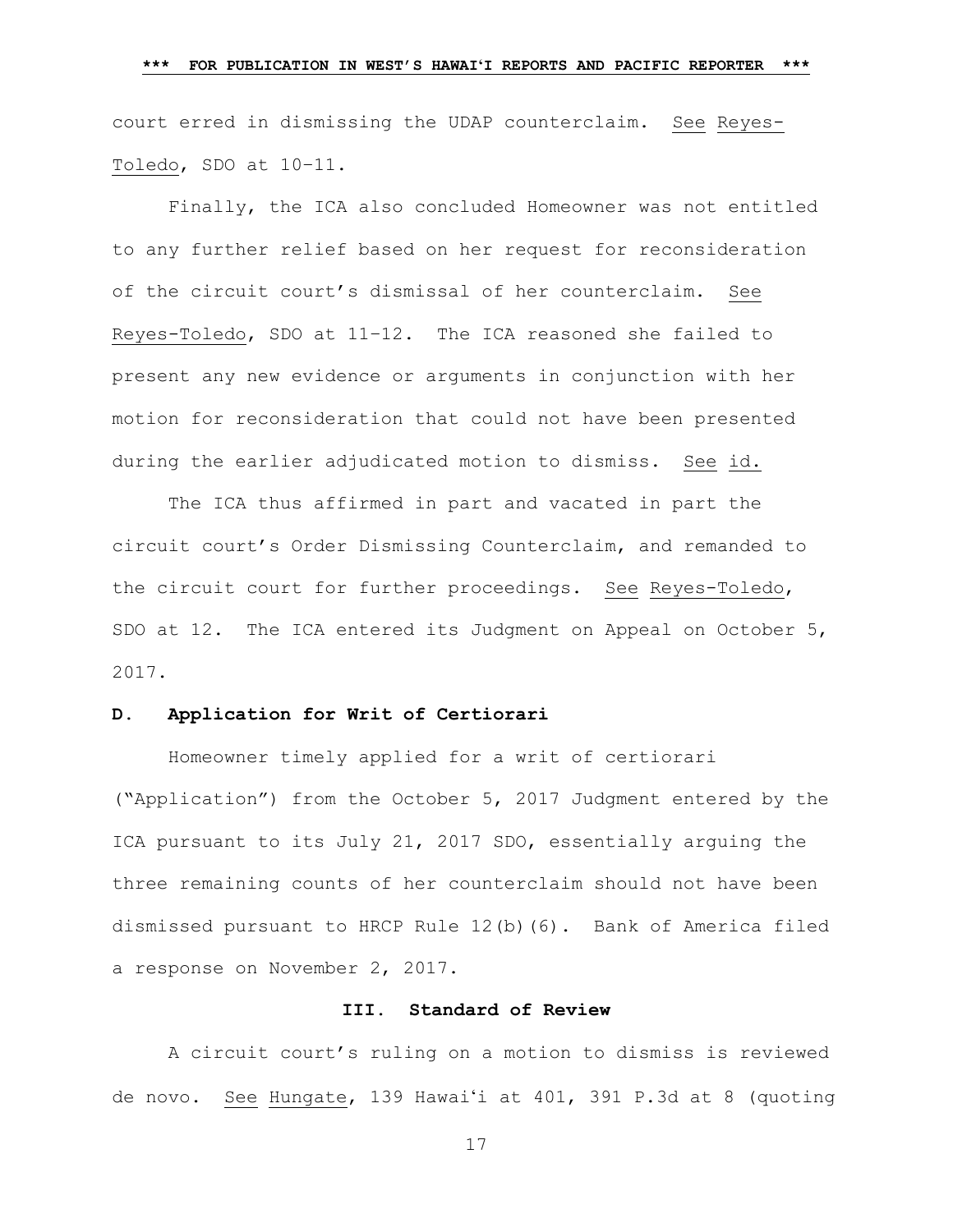court erred in dismissing the UDAP counterclaim. See Reyes-Toledo, SDO at 10–11.

Finally, the ICA also concluded Homeowner was not entitled to any further relief based on her request for reconsideration of the circuit court's dismissal of her counterclaim. See Reyes-Toledo, SDO at 11–12. The ICA reasoned she failed to present any new evidence or arguments in conjunction with her motion for reconsideration that could not have been presented during the earlier adjudicated motion to dismiss. See id.

The ICA thus affirmed in part and vacated in part the circuit court's Order Dismissing Counterclaim, and remanded to the circuit court for further proceedings. See Reyes-Toledo, SDO at 12. The ICA entered its Judgment on Appeal on October 5, 2017.

### D. Application for Writ of Certiorari

Homeowner timely applied for a writ of certiorari ("Application") from the October 5, 2017 Judgment entered by the ICA pursuant to its July 21, 2017 SDO, essentially arguing the three remaining counts of her counterclaim should not have been dismissed pursuant to HRCP Rule 12(b)(6). Bank of America filed a response on November 2, 2017.

## III. Standard of Review

A circuit court's ruling on a motion to dismiss is reviewed de novo. See Hungate, 139 Hawaiʻi at 401, 391 P.3d at 8 (quoting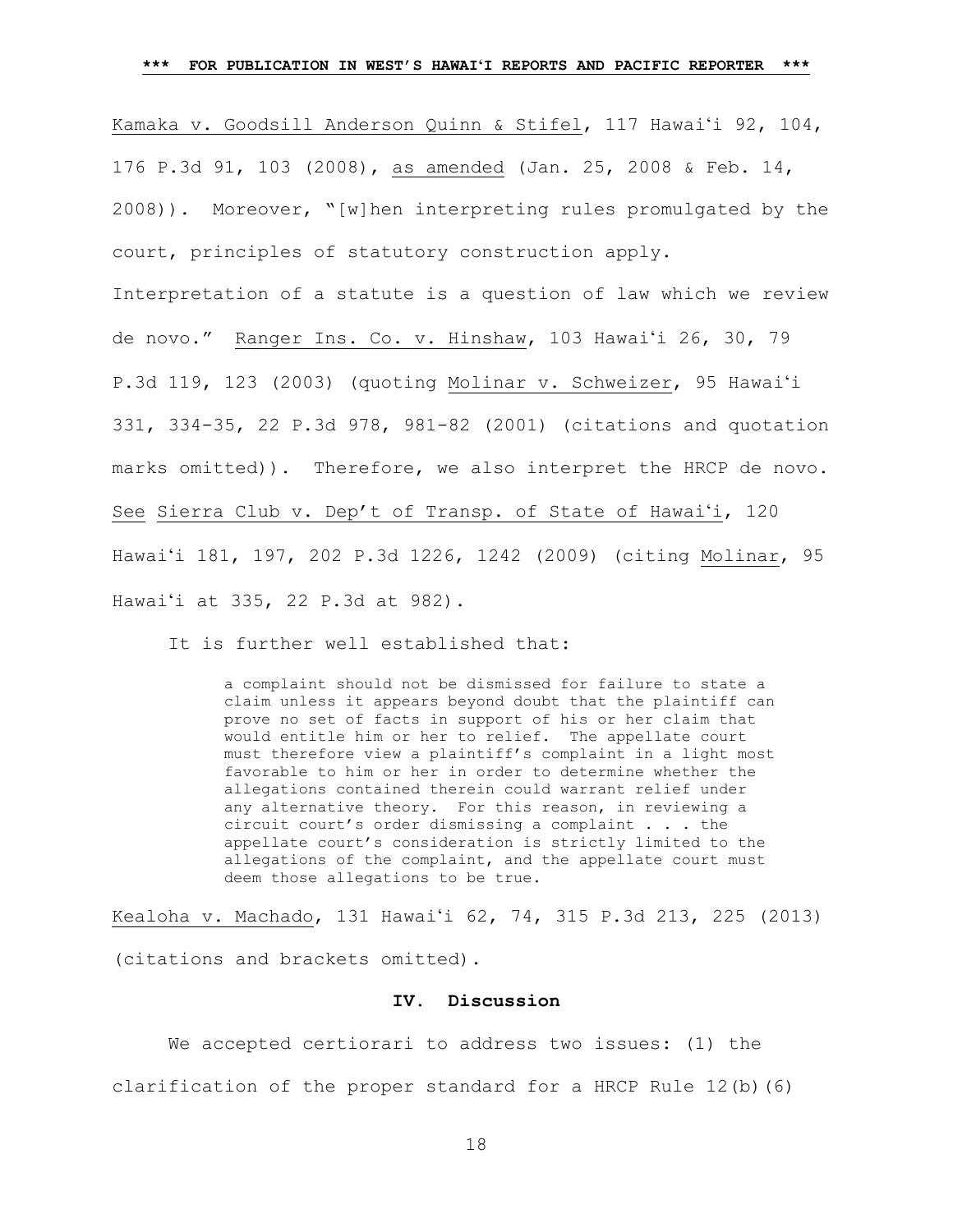Kamaka v. Goodsill Anderson Quinn & Stifel, 117 Hawaiʻi 92, 104, 176 P.3d 91, 103 (2008), as amended (Jan. 25, 2008 & Feb. 14, 2008)). Moreover, "[w]hen interpreting rules promulgated by the court, principles of statutory construction apply. Interpretation of a statute is a question of law which we review de novo." Ranger Ins. Co. v. Hinshaw, 103 Hawaiʻi 26, 30, 79 P.3d 119, 123 (2003) (quoting Molinar v. Schweizer, 95 Hawaiʻi 331, 334-35, 22 P.3d 978, 981-82 (2001) (citations and quotation marks omitted)). Therefore, we also interpret the HRCP de novo. See Sierra Club v. Dep't of Transp. of State of Hawaiʻi, 120 Hawaiʻi 181, 197, 202 P.3d 1226, 1242 (2009) (citing Molinar, 95 Hawaiʻi at 335, 22 P.3d at 982).

It is further well established that:

> a complaint should not be dismissed for failure to state a claim unless it appears beyond doubt that the plaintiff can prove no set of facts in support of his or her claim that would entitle him or her to relief. The appellate court must therefore view a plaintiff's complaint in a light most favorable to him or her in order to determine whether the allegations contained therein could warrant relief under any alternative theory. For this reason, in reviewing a circuit court's order dismissing a complaint . . . the appellate court's consideration is strictly limited to the allegations of the complaint, and the appellate court must deem those allegations to be true.

Kealoha v. Machado, 131 Hawaiʻi 62, 74, 315 P.3d 213, 225 (2013) (citations and brackets omitted).

## IV. Discussion

We accepted certiorari to address two issues: (1) the clarification of the proper standard for a HRCP Rule 12(b)(6)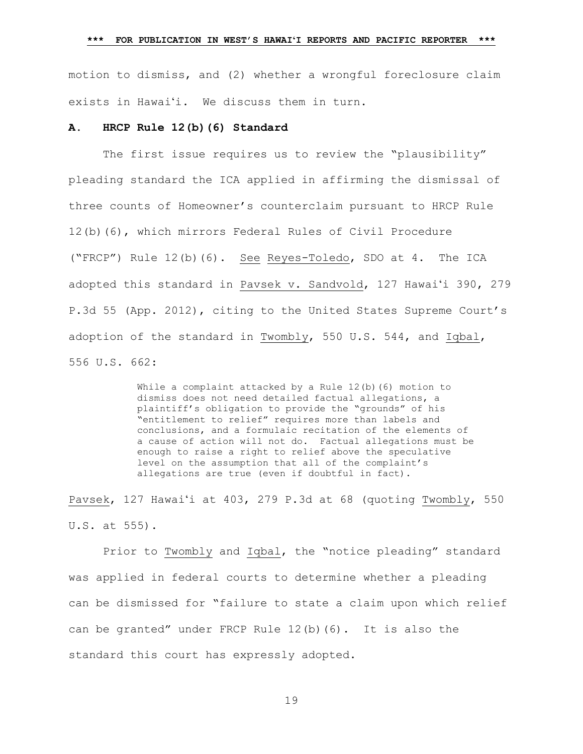motion to dismiss, and (2) whether a wrongful foreclosure claim exists in Hawaiʻi. We discuss them in turn.

### A. HRCP Rule 12(b)(6) Standard

The first issue requires us to review the "plausibility" pleading standard the ICA applied in affirming the dismissal of three counts of Homeowner's counterclaim pursuant to HRCP Rule 12(b)(6), which mirrors Federal Rules of Civil Procedure ("FRCP") Rule 12(b)(6). See Reyes-Toledo, SDO at 4. The ICA adopted this standard in Pavsek v. Sandvold, 127 Hawaiʻi 390, 279 P.3d 55 (App. 2012), citing to the United States Supreme Court's adoption of the standard in Twombly, 550 U.S. 544, and Iqbal, 556 U.S. 662:

> While a complaint attacked by a Rule 12(b)(6) motion to dismiss does not need detailed factual allegations, a plaintiff's obligation to provide the "grounds" of his "entitlement to relief" requires more than labels and conclusions, and a formulaic recitation of the elements of a cause of action will not do. Factual allegations must be enough to raise a right to relief above the speculative level on the assumption that all of the complaint's allegations are true (even if doubtful in fact).

Pavsek, 127 Hawaiʻi at 403, 279 P.3d at 68 (quoting Twombly, 550 U.S. at 555).

Prior to Twombly and Iqbal, the "notice pleading" standard was applied in federal courts to determine whether a pleading can be dismissed for "failure to state a claim upon which relief can be granted" under FRCP Rule 12(b)(6). It is also the standard this court has expressly adopted.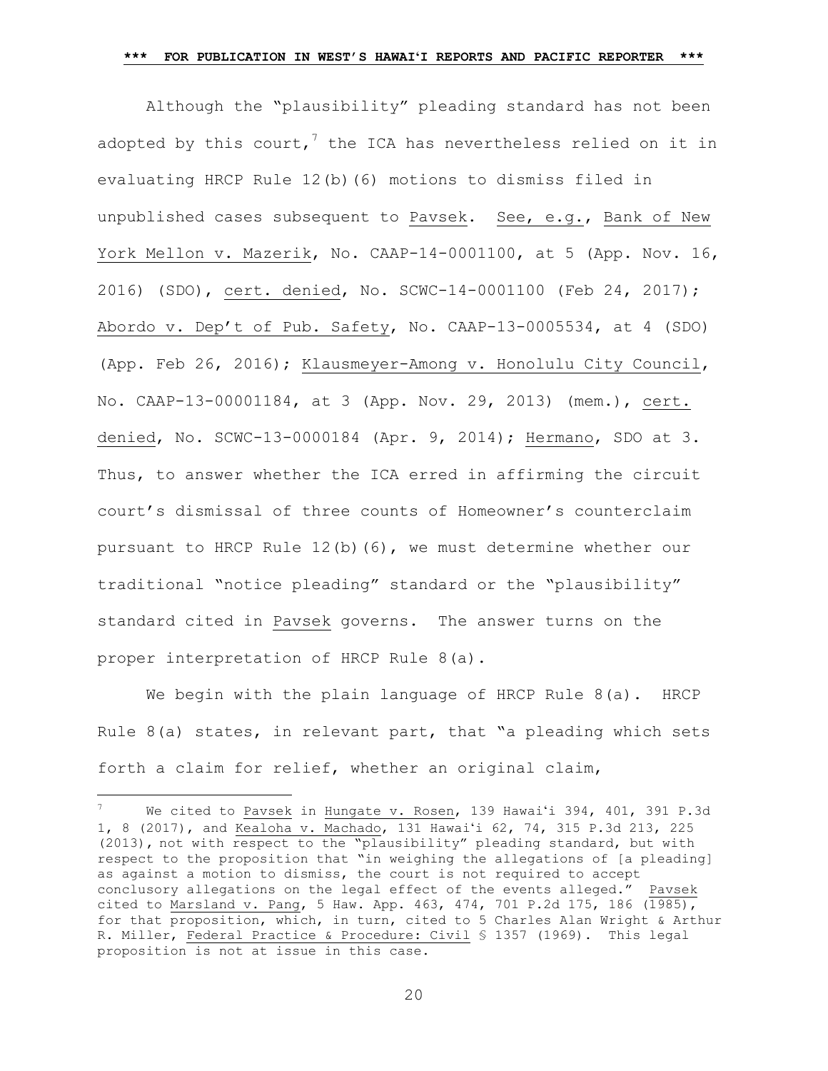Although the "plausibility" pleading standard has not been adopted by this court,[7] the ICA has nevertheless relied on it in evaluating HRCP Rule 12(b)(6) motions to dismiss filed in unpublished cases subsequent to Pavsek. See, e.g., Bank of New York Mellon v. Mazerik, No. CAAP-14-0001100, at 5 (App. Nov. 16, 2016) (SDO), cert. denied, No. SCWC-14-0001100 (Feb 24, 2017); Abordo v. Dep't of Pub. Safety, No. CAAP-13-0005534, at 4 (SDO) (App. Feb 26, 2016); Klausmeyer-Among v. Honolulu City Council, No. CAAP-13-00001184, at 3 (App. Nov. 29, 2013) (mem.), cert. denied, No. SCWC-13-0000184 (Apr. 9, 2014); Hermano, SDO at 3. Thus, to answer whether the ICA erred in affirming the circuit court's dismissal of three counts of Homeowner's counterclaim pursuant to HRCP Rule 12(b)(6), we must determine whether our traditional "notice pleading" standard or the "plausibility" standard cited in Pavsek governs. The answer turns on the proper interpretation of HRCP Rule 8(a).

We begin with the plain language of HRCP Rule 8(a). HRCP Rule 8(a) states, in relevant part, that "a pleading which sets forth a claim for relief, whether an original claim,

---

[7] We cited to Pavsek in Hungate v. Rosen, 139 Hawaiʻi 394, 401, 391 P.3d 1, 8 (2017), and Kealoha v. Machado, 131 Hawaiʻi 62, 74, 315 P.3d 213, 225 (2013), not with respect to the "plausibility" pleading standard, but with respect to the proposition that "in weighing the allegations of [a pleading] as against a motion to dismiss, the court is not required to accept conclusory allegations on the legal effect of the events alleged." Pavsek cited to Marsland v. Pang, 5 Haw. App. 463, 474, 701 P.2d 175, 186 (1985), for that proposition, which, in turn, cited to 5 Charles Alan Wright & Arthur R. Miller, Federal Practice & Procedure: Civil § 1357 (1969). This legal proposition is not at issue in this case.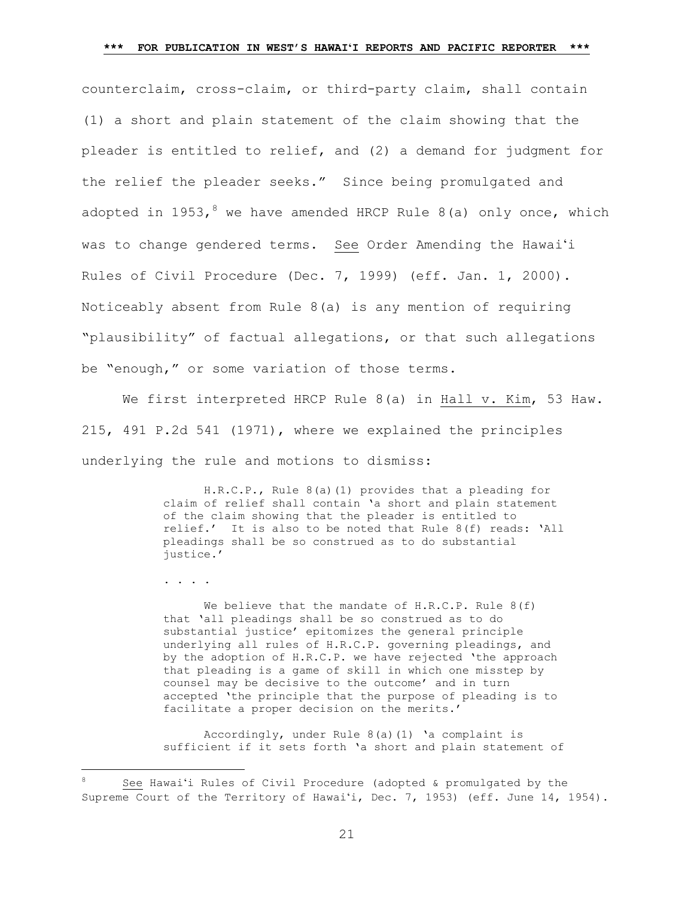counterclaim, cross-claim, or third-party claim, shall contain (1) a short and plain statement of the claim showing that the pleader is entitled to relief, and (2) a demand for judgment for the relief the pleader seeks." Since being promulgated and adopted in 1953,[8] we have amended HRCP Rule 8(a) only once, which was to change gendered terms. See Order Amending the Hawaiʻi Rules of Civil Procedure (Dec. 7, 1999) (eff. Jan. 1, 2000). Noticeably absent from Rule 8(a) is any mention of requiring "plausibility" of factual allegations, or that such allegations be "enough," or some variation of those terms.

We first interpreted HRCP Rule 8(a) in Hall v. Kim, 53 Haw. 215, 491 P.2d 541 (1971), where we explained the principles underlying the rule and motions to dismiss:

> H.R.C.P., Rule 8(a)(1) provides that a pleading for claim of relief shall contain 'a short and plain statement of the claim showing that the pleader is entitled to relief.' It is also to be noted that Rule 8(f) reads: 'All pleadings shall be so construed as to do substantial justice.'
>
> . . . .
>
> We believe that the mandate of H.R.C.P. Rule 8(f) that 'all pleadings shall be so construed as to do substantial justice' epitomizes the general principle underlying all rules of H.R.C.P. governing pleadings, and by the adoption of H.R.C.P. we have rejected 'the approach that pleading is a game of skill in which one misstep by counsel may be decisive to the outcome' and in turn accepted 'the principle that the purpose of pleading is to facilitate a proper decision on the merits.'
>
> Accordingly, under Rule 8(a)(1) 'a complaint is sufficient if it sets forth 'a short and plain statement of

---

[8] See Hawaiʻi Rules of Civil Procedure (adopted & promulgated by the Supreme Court of the Territory of Hawaiʻi, Dec. 7, 1953) (eff. June 14, 1954).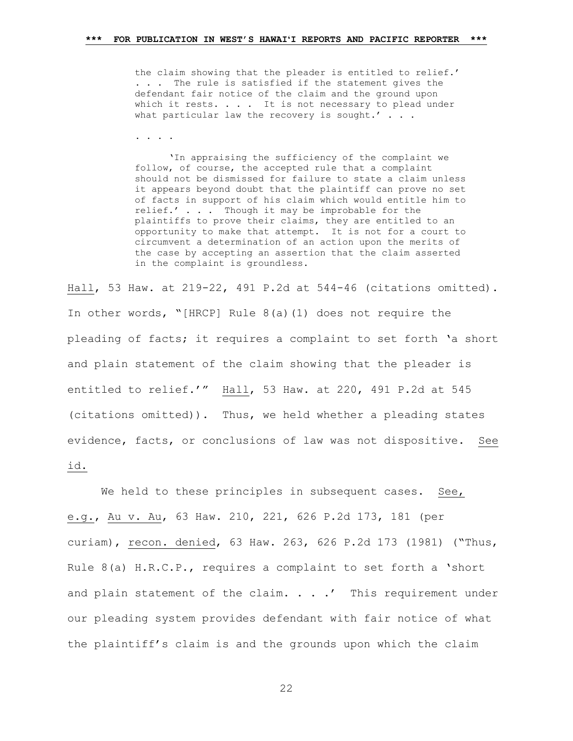> the claim showing that the pleader is entitled to relief.' . . . The rule is satisfied if the statement gives the defendant fair notice of the claim and the ground upon which it rests. . . . It is not necessary to plead under what particular law the recovery is sought.' . . .
>
> . . . .
>
> 'In appraising the sufficiency of the complaint we follow, of course, the accepted rule that a complaint should not be dismissed for failure to state a claim unless it appears beyond doubt that the plaintiff can prove no set of facts in support of his claim which would entitle him to relief.' . . . Though it may be improbable for the plaintiffs to prove their claims, they are entitled to an opportunity to make that attempt. It is not for a court to circumvent a determination of an action upon the merits of the case by accepting an assertion that the claim asserted in the complaint is groundless.

Hall, 53 Haw. at 219-22, 491 P.2d at 544-46 (citations omitted). In other words, "[HRCP] Rule 8(a)(1) does not require the pleading of facts; it requires a complaint to set forth 'a short and plain statement of the claim showing that the pleader is entitled to relief.'" Hall, 53 Haw. at 220, 491 P.2d at 545 (citations omitted)). Thus, we held whether a pleading states evidence, facts, or conclusions of law was not dispositive. See id.

We held to these principles in subsequent cases. See, e.g., Au v. Au, 63 Haw. 210, 221, 626 P.2d 173, 181 (per curiam), recon. denied, 63 Haw. 263, 626 P.2d 173 (1981) ("Thus, Rule 8(a) H.R.C.P., requires a complaint to set forth a 'short and plain statement of the claim. . . .' This requirement under our pleading system provides defendant with fair notice of what the plaintiff's claim is and the grounds upon which the claim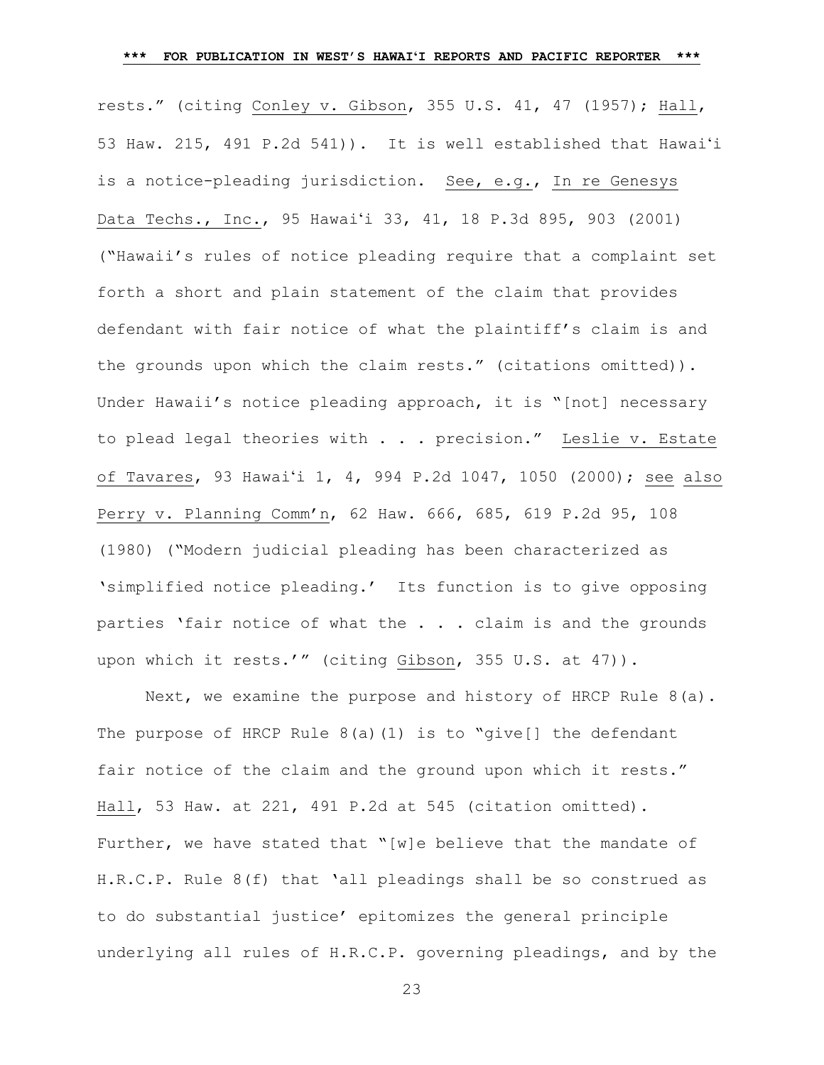rests." (citing Conley v. Gibson, 355 U.S. 41, 47 (1957); Hall, 53 Haw. 215, 491 P.2d 541)). It is well established that Hawaiʻi is a notice-pleading jurisdiction. See, e.g., In re Genesys Data Techs., Inc., 95 Hawaiʻi 33, 41, 18 P.3d 895, 903 (2001) ("Hawaii's rules of notice pleading require that a complaint set forth a short and plain statement of the claim that provides defendant with fair notice of what the plaintiff's claim is and the grounds upon which the claim rests." (citations omitted)). Under Hawaii's notice pleading approach, it is "[not] necessary to plead legal theories with . . . precision." Leslie v. Estate of Tavares, 93 Hawaiʻi 1, 4, 994 P.2d 1047, 1050 (2000); see also Perry v. Planning Comm'n, 62 Haw. 666, 685, 619 P.2d 95, 108 (1980) ("Modern judicial pleading has been characterized as 'simplified notice pleading.' Its function is to give opposing parties 'fair notice of what the . . . claim is and the grounds upon which it rests.'" (citing Gibson, 355 U.S. at 47)).

Next, we examine the purpose and history of HRCP Rule 8(a). The purpose of HRCP Rule 8(a)(1) is to "give[] the defendant fair notice of the claim and the ground upon which it rests." Hall, 53 Haw. at 221, 491 P.2d at 545 (citation omitted). Further, we have stated that "[w]e believe that the mandate of H.R.C.P. Rule 8(f) that 'all pleadings shall be so construed as to do substantial justice' epitomizes the general principle underlying all rules of H.R.C.P. governing pleadings, and by the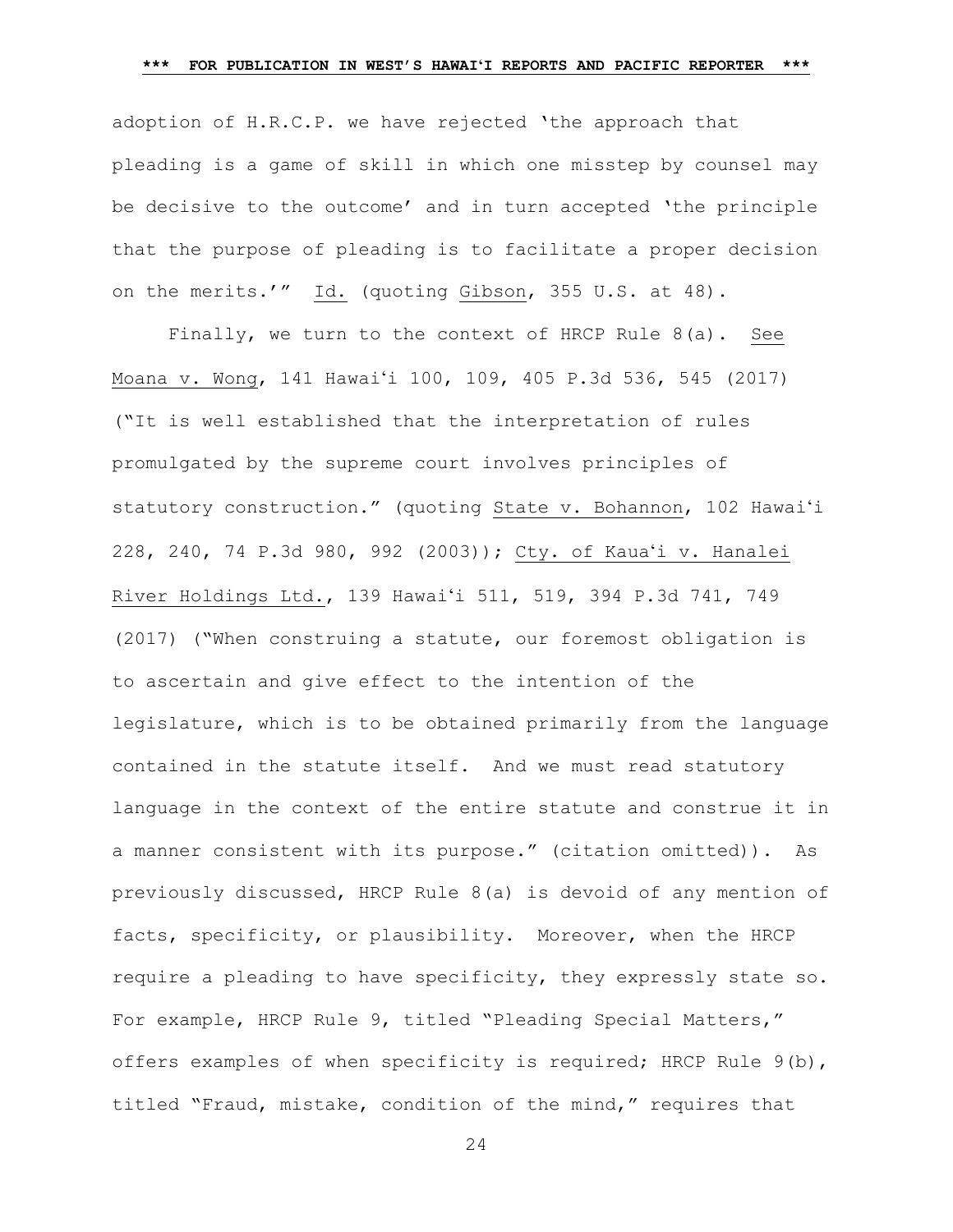adoption of H.R.C.P. we have rejected 'the approach that pleading is a game of skill in which one misstep by counsel may be decisive to the outcome' and in turn accepted 'the principle that the purpose of pleading is to facilitate a proper decision on the merits.'" Id. (quoting Gibson, 355 U.S. at 48).

Finally, we turn to the context of HRCP Rule 8(a). See Moana v. Wong, 141 Hawaiʻi 100, 109, 405 P.3d 536, 545 (2017) ("It is well established that the interpretation of rules promulgated by the supreme court involves principles of statutory construction." (quoting State v. Bohannon, 102 Hawaiʻi 228, 240, 74 P.3d 980, 992 (2003)); Cty. of Kauaʻi v. Hanalei River Holdings Ltd., 139 Hawaiʻi 511, 519, 394 P.3d 741, 749 (2017) ("When construing a statute, our foremost obligation is to ascertain and give effect to the intention of the legislature, which is to be obtained primarily from the language contained in the statute itself. And we must read statutory language in the context of the entire statute and construe it in a manner consistent with its purpose." (citation omitted)). As previously discussed, HRCP Rule 8(a) is devoid of any mention of facts, specificity, or plausibility. Moreover, when the HRCP require a pleading to have specificity, they expressly state so. For example, HRCP Rule 9, titled "Pleading Special Matters," offers examples of when specificity is required; HRCP Rule 9(b), titled "Fraud, mistake, condition of the mind," requires that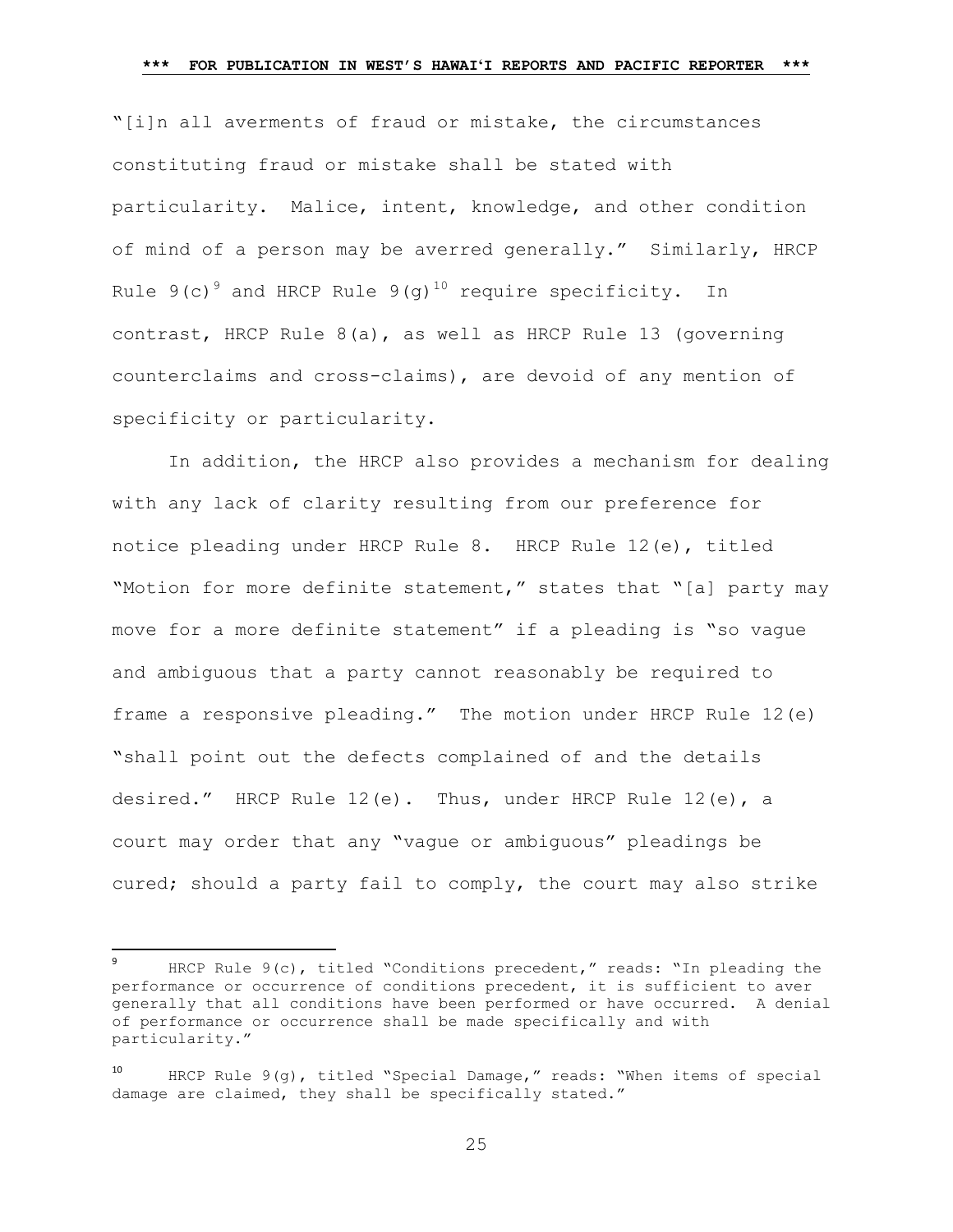"[i]n all averments of fraud or mistake, the circumstances constituting fraud or mistake shall be stated with particularity. Malice, intent, knowledge, and other condition of mind of a person may be averred generally." Similarly, HRCP Rule 9(c)[9] and HRCP Rule 9(g)[10] require specificity. In contrast, HRCP Rule 8(a), as well as HRCP Rule 13 (governing counterclaims and cross-claims), are devoid of any mention of specificity or particularity.

In addition, the HRCP also provides a mechanism for dealing with any lack of clarity resulting from our preference for notice pleading under HRCP Rule 8. HRCP Rule 12(e), titled "Motion for more definite statement," states that "[a] party may move for a more definite statement" if a pleading is "so vague and ambiguous that a party cannot reasonably be required to frame a responsive pleading." The motion under HRCP Rule 12(e) "shall point out the defects complained of and the details desired." HRCP Rule 12(e). Thus, under HRCP Rule 12(e), a court may order that any "vague or ambiguous" pleadings be cured; should a party fail to comply, the court may also strike

---

[9] HRCP Rule 9(c), titled "Conditions precedent," reads: "In pleading the performance or occurrence of conditions precedent, it is sufficient to aver generally that all conditions have been performed or have occurred. A denial of performance or occurrence shall be made specifically and with particularity."

[10] HRCP Rule 9(g), titled "Special Damage," reads: "When items of special damage are claimed, they shall be specifically stated."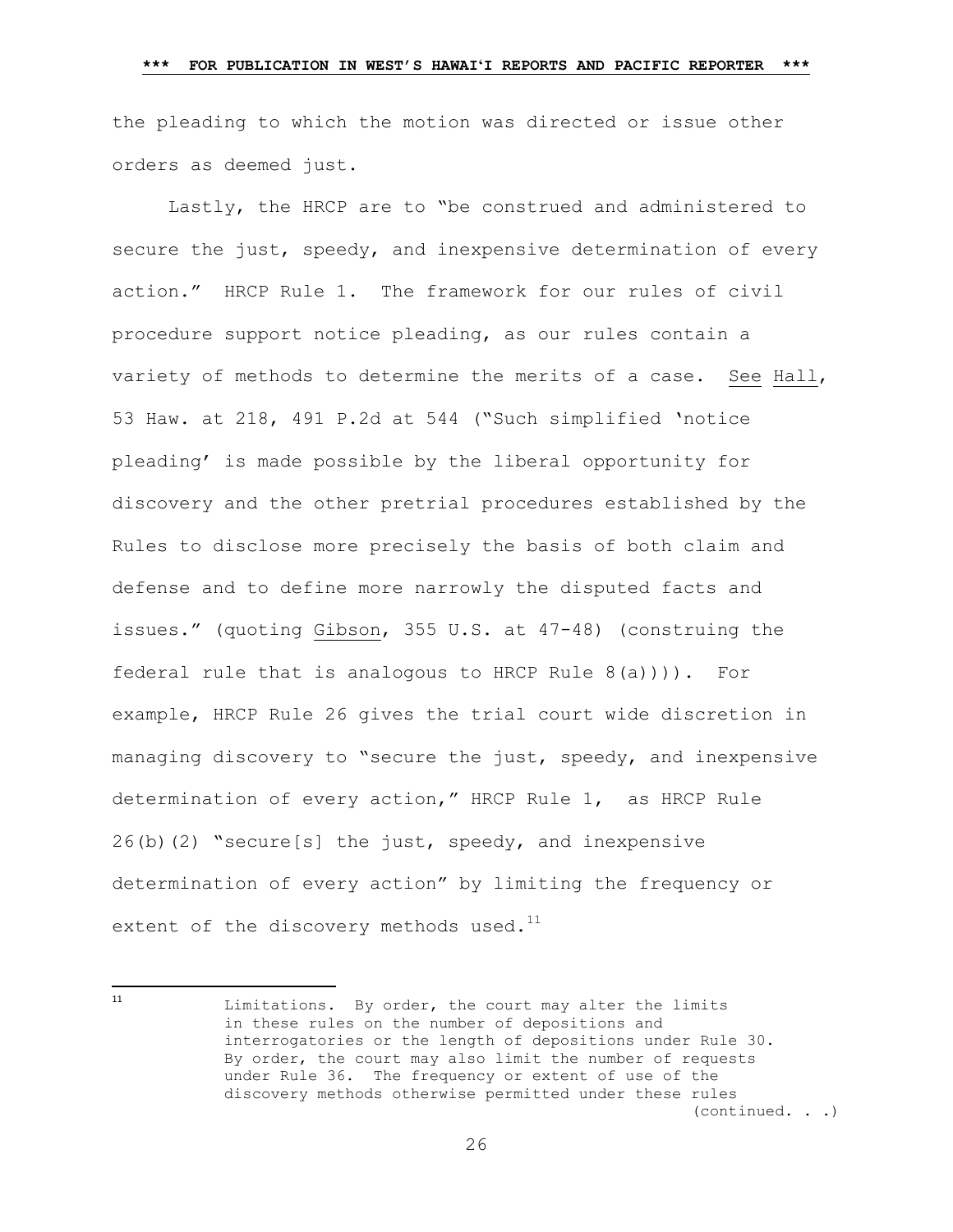the pleading to which the motion was directed or issue other orders as deemed just.

Lastly, the HRCP are to "be construed and administered to secure the just, speedy, and inexpensive determination of every action." HRCP Rule 1. The framework for our rules of civil procedure support notice pleading, as our rules contain a variety of methods to determine the merits of a case. See Hall, 53 Haw. at 218, 491 P.2d at 544 ("Such simplified 'notice pleading' is made possible by the liberal opportunity for discovery and the other pretrial procedures established by the Rules to disclose more precisely the basis of both claim and defense and to define more narrowly the disputed facts and issues." (quoting Gibson, 355 U.S. at 47-48) (construing the federal rule that is analogous to HRCP Rule 8(a)))). For example, HRCP Rule 26 gives the trial court wide discretion in managing discovery to "secure the just, speedy, and inexpensive determination of every action," HRCP Rule 1, as HRCP Rule 26(b)(2) "secure[s] the just, speedy, and inexpensive determination of every action" by limiting the frequency or extent of the discovery methods used.[11]

---

[11] Limitations. By order, the court may alter the limits in these rules on the number of depositions and interrogatories or the length of depositions under Rule 30. By order, the court may also limit the number of requests under Rule 36. The frequency or extent of use of the discovery methods otherwise permitted under these rules (continued. . .)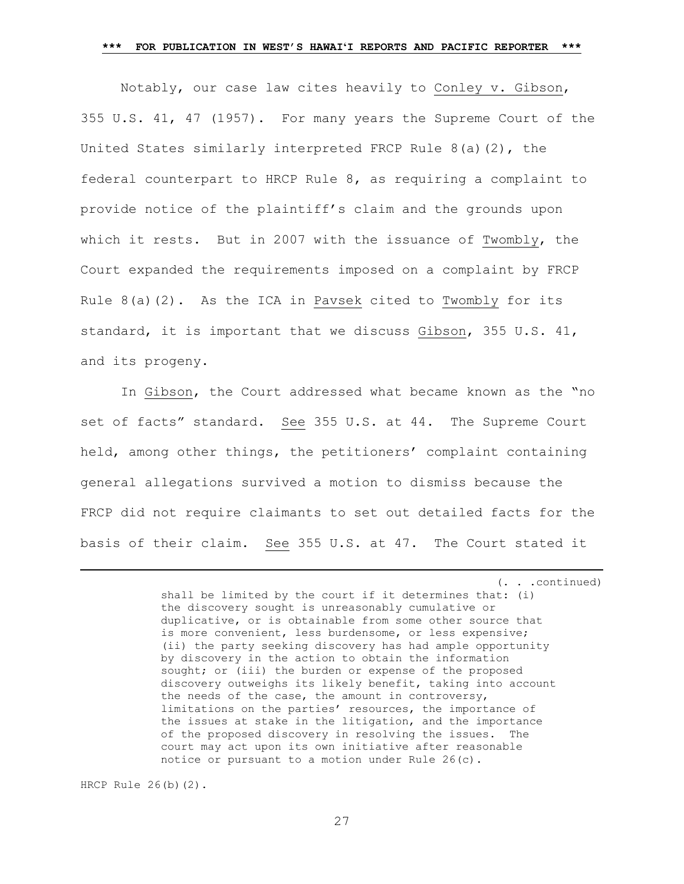Notably, our case law cites heavily to Conley v. Gibson, 355 U.S. 41, 47 (1957). For many years the Supreme Court of the United States similarly interpreted FRCP Rule 8(a)(2), the federal counterpart to HRCP Rule 8, as requiring a complaint to provide notice of the plaintiff's claim and the grounds upon which it rests. But in 2007 with the issuance of Twombly, the Court expanded the requirements imposed on a complaint by FRCP Rule 8(a)(2). As the ICA in Pavsek cited to Twombly for its standard, it is important that we discuss Gibson, 355 U.S. 41, and its progeny.

In Gibson, the Court addressed what became known as the "no set of facts" standard. See 355 U.S. at 44. The Supreme Court held, among other things, the petitioners' complaint containing general allegations survived a motion to dismiss because the FRCP did not require claimants to set out detailed facts for the basis of their claim. See 355 U.S. at 47. The Court stated it

---

(. . .continued)

> shall be limited by the court if it determines that: (i) the discovery sought is unreasonably cumulative or duplicative, or is obtainable from some other source that is more convenient, less burdensome, or less expensive; (ii) the party seeking discovery has had ample opportunity by discovery in the action to obtain the information sought; or (iii) the burden or expense of the proposed discovery outweighs its likely benefit, taking into account the needs of the case, the amount in controversy, limitations on the parties' resources, the importance of the issues at stake in the litigation, and the importance of the proposed discovery in resolving the issues. The court may act upon its own initiative after reasonable notice or pursuant to a motion under Rule 26(c).

HRCP Rule 26(b)(2).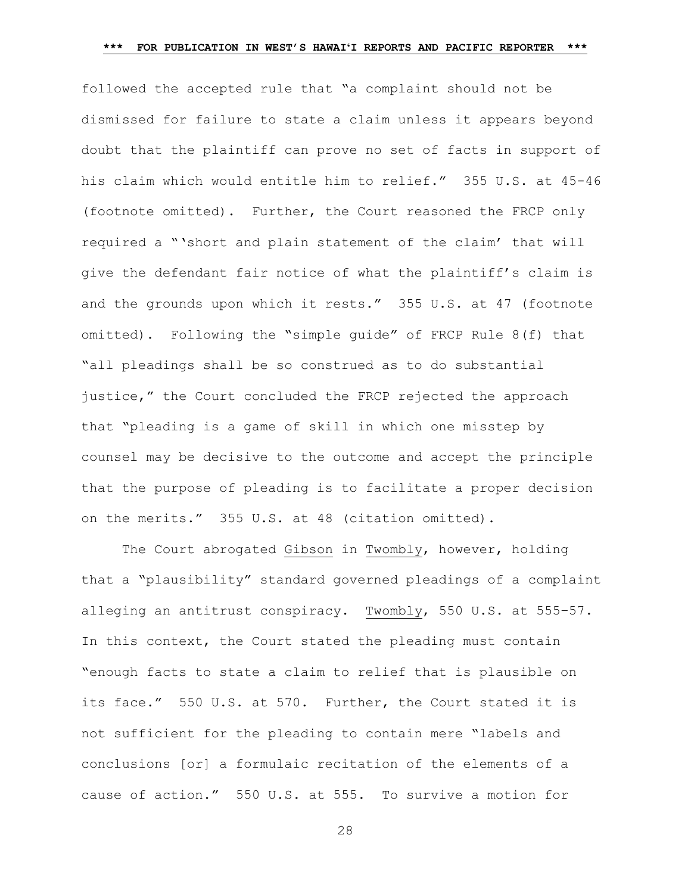followed the accepted rule that "a complaint should not be dismissed for failure to state a claim unless it appears beyond doubt that the plaintiff can prove no set of facts in support of his claim which would entitle him to relief." 355 U.S. at 45-46 (footnote omitted). Further, the Court reasoned the FRCP only required a "'short and plain statement of the claim' that will give the defendant fair notice of what the plaintiff's claim is and the grounds upon which it rests." 355 U.S. at 47 (footnote omitted). Following the "simple guide" of FRCP Rule 8(f) that "all pleadings shall be so construed as to do substantial justice," the Court concluded the FRCP rejected the approach that "pleading is a game of skill in which one misstep by counsel may be decisive to the outcome and accept the principle that the purpose of pleading is to facilitate a proper decision on the merits." 355 U.S. at 48 (citation omitted).

The Court abrogated Gibson in Twombly, however, holding that a "plausibility" standard governed pleadings of a complaint alleging an antitrust conspiracy. Twombly, 550 U.S. at 555–57. In this context, the Court stated the pleading must contain "enough facts to state a claim to relief that is plausible on its face." 550 U.S. at 570. Further, the Court stated it is not sufficient for the pleading to contain mere "labels and conclusions [or] a formulaic recitation of the elements of a cause of action." 550 U.S. at 555. To survive a motion for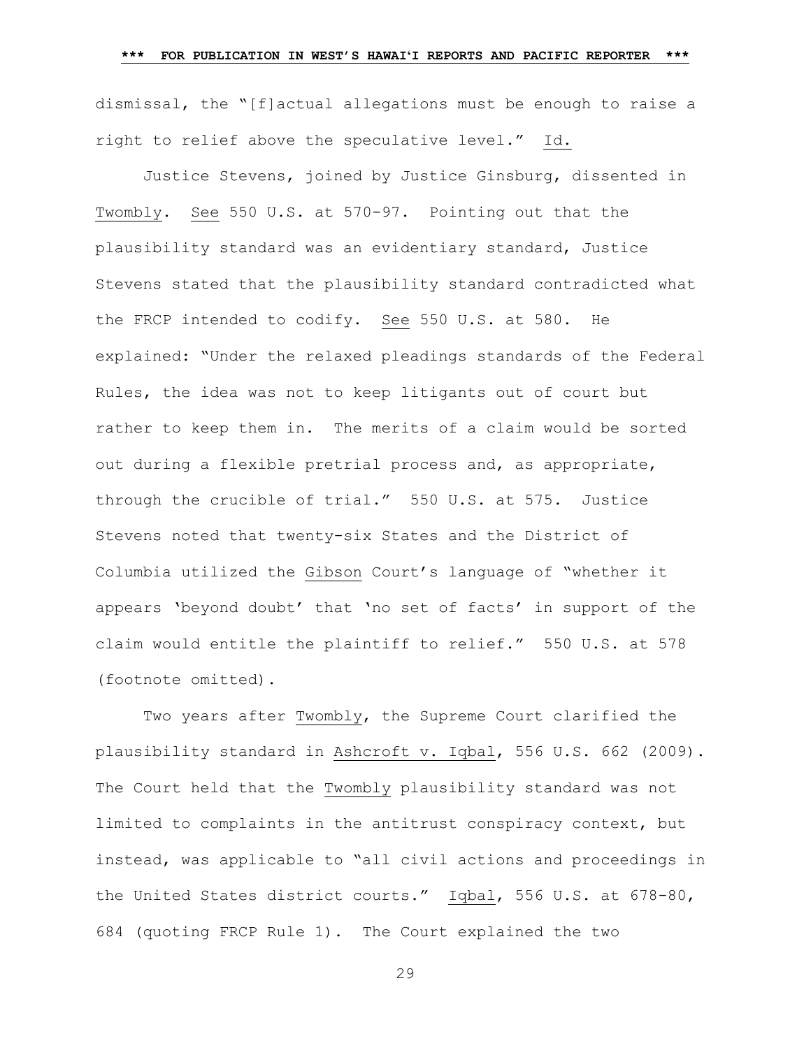dismissal, the "[f]actual allegations must be enough to raise a right to relief above the speculative level." Id.

Justice Stevens, joined by Justice Ginsburg, dissented in Twombly. See 550 U.S. at 570-97. Pointing out that the plausibility standard was an evidentiary standard, Justice Stevens stated that the plausibility standard contradicted what the FRCP intended to codify. See 550 U.S. at 580. He explained: "Under the relaxed pleadings standards of the Federal Rules, the idea was not to keep litigants out of court but rather to keep them in. The merits of a claim would be sorted out during a flexible pretrial process and, as appropriate, through the crucible of trial." 550 U.S. at 575. Justice Stevens noted that twenty-six States and the District of Columbia utilized the Gibson Court's language of "whether it appears 'beyond doubt' that 'no set of facts' in support of the claim would entitle the plaintiff to relief." 550 U.S. at 578 (footnote omitted).

Two years after Twombly, the Supreme Court clarified the plausibility standard in Ashcroft v. Iqbal, 556 U.S. 662 (2009). The Court held that the Twombly plausibility standard was not limited to complaints in the antitrust conspiracy context, but instead, was applicable to "all civil actions and proceedings in the United States district courts." Iqbal, 556 U.S. at 678-80, 684 (quoting FRCP Rule 1). The Court explained the two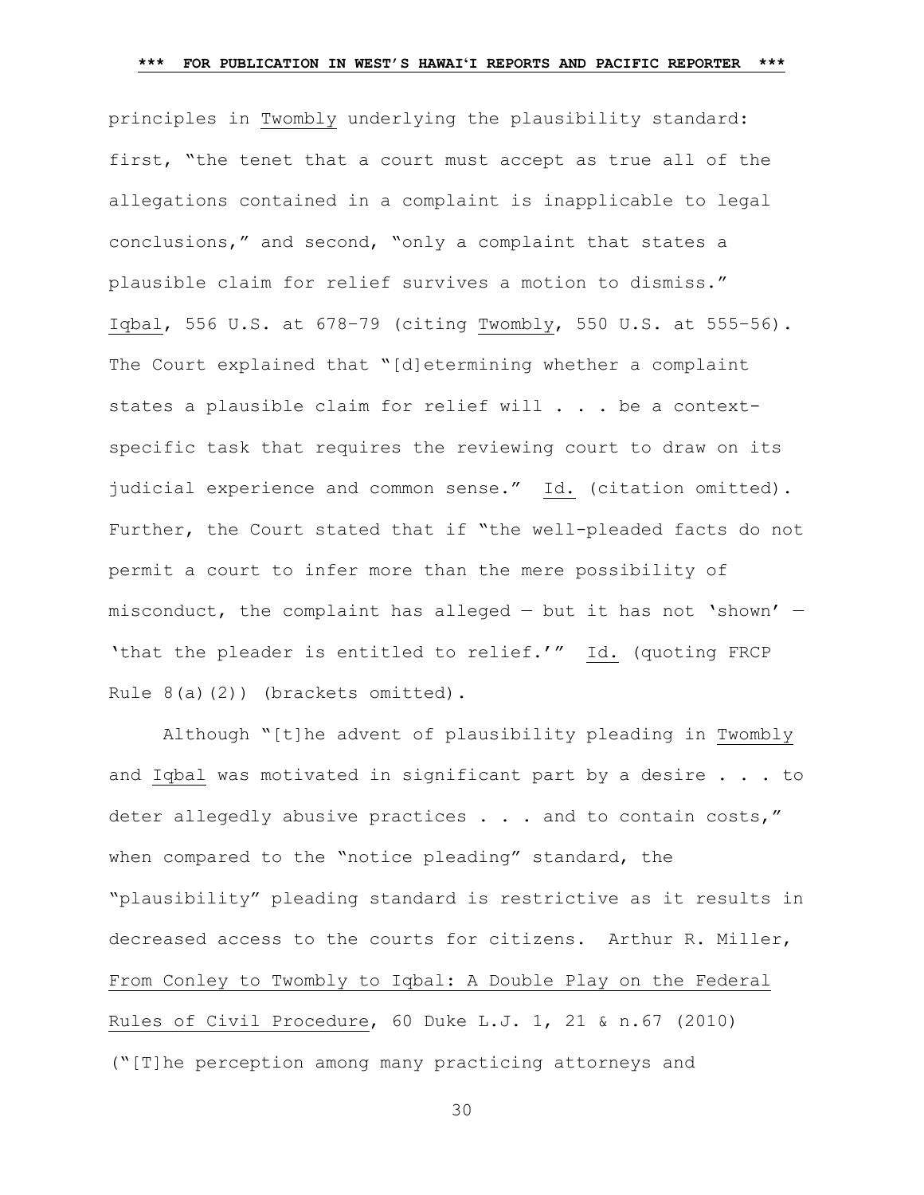principles in Twombly underlying the plausibility standard: first, "the tenet that a court must accept as true all of the allegations contained in a complaint is inapplicable to legal conclusions," and second, "only a complaint that states a plausible claim for relief survives a motion to dismiss." Iqbal, 556 U.S. at 678–79 (citing Twombly, 550 U.S. at 555–56). The Court explained that "[d]etermining whether a complaint states a plausible claim for relief will . . . be a context-specific task that requires the reviewing court to draw on its judicial experience and common sense." Id. (citation omitted). Further, the Court stated that if "the well-pleaded facts do not permit a court to infer more than the mere possibility of misconduct, the complaint has alleged — but it has not 'shown' — 'that the pleader is entitled to relief.'" Id. (quoting FRCP Rule 8(a)(2)) (brackets omitted).

Although "[t]he advent of plausibility pleading in Twombly and Iqbal was motivated in significant part by a desire . . . to deter allegedly abusive practices . . . and to contain costs," when compared to the "notice pleading" standard, the "plausibility" pleading standard is restrictive as it results in decreased access to the courts for citizens. Arthur R. Miller, From Conley to Twombly to Iqbal: A Double Play on the Federal Rules of Civil Procedure, 60 Duke L.J. 1, 21 & n.67 (2010) ("[T]he perception among many practicing attorneys and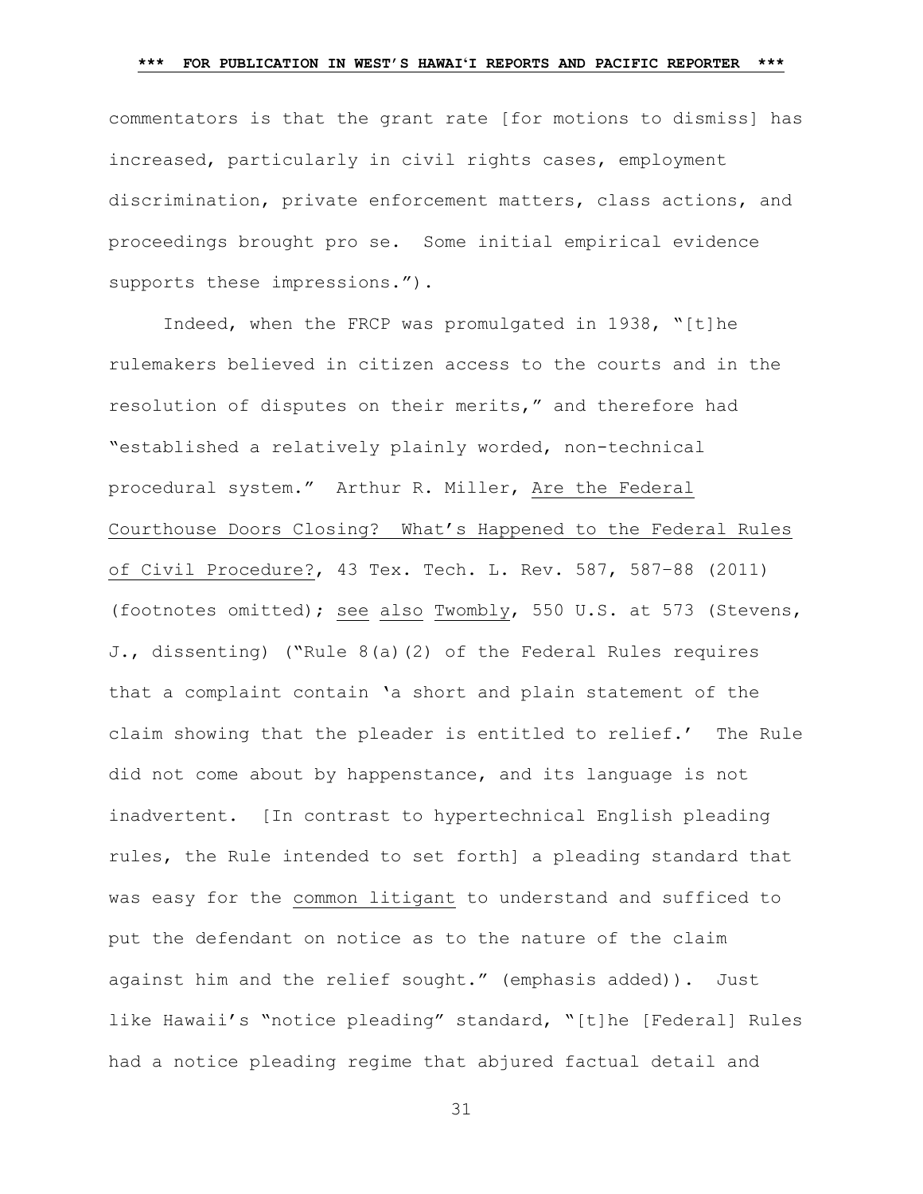commentators is that the grant rate [for motions to dismiss] has increased, particularly in civil rights cases, employment discrimination, private enforcement matters, class actions, and proceedings brought pro se. Some initial empirical evidence supports these impressions.").

Indeed, when the FRCP was promulgated in 1938, "[t]he rulemakers believed in citizen access to the courts and in the resolution of disputes on their merits," and therefore had "established a relatively plainly worded, non-technical procedural system." Arthur R. Miller, Are the Federal Courthouse Doors Closing? What's Happened to the Federal Rules of Civil Procedure?, 43 Tex. Tech. L. Rev. 587, 587–88 (2011) (footnotes omitted); see also Twombly, 550 U.S. at 573 (Stevens, J., dissenting) ("Rule 8(a)(2) of the Federal Rules requires that a complaint contain 'a short and plain statement of the claim showing that the pleader is entitled to relief.' The Rule did not come about by happenstance, and its language is not inadvertent. [In contrast to hypertechnical English pleading rules, the Rule intended to set forth] a pleading standard that was easy for the common litigant to understand and sufficed to put the defendant on notice as to the nature of the claim against him and the relief sought." (emphasis added)). Just like Hawaii's "notice pleading" standard, "[t]he [Federal] Rules had a notice pleading regime that abjured factual detail and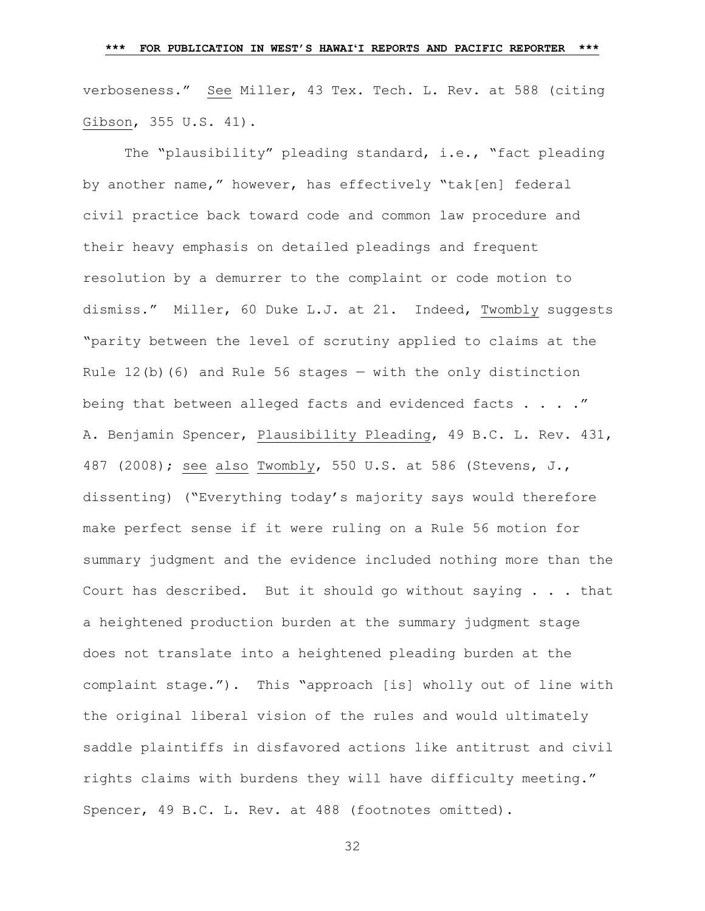verboseness." See Miller, 43 Tex. Tech. L. Rev. at 588 (citing Gibson, 355 U.S. 41).

The "plausibility" pleading standard, i.e., "fact pleading by another name," however, has effectively "tak[en] federal civil practice back toward code and common law procedure and their heavy emphasis on detailed pleadings and frequent resolution by a demurrer to the complaint or code motion to dismiss." Miller, 60 Duke L.J. at 21. Indeed, Twombly suggests "parity between the level of scrutiny applied to claims at the Rule 12(b)(6) and Rule 56 stages — with the only distinction being that between alleged facts and evidenced facts . . . ." A. Benjamin Spencer, Plausibility Pleading, 49 B.C. L. Rev. 431, 487 (2008); see also Twombly, 550 U.S. at 586 (Stevens, J., dissenting) ("Everything today's majority says would therefore make perfect sense if it were ruling on a Rule 56 motion for summary judgment and the evidence included nothing more than the Court has described. But it should go without saying . . . that a heightened production burden at the summary judgment stage does not translate into a heightened pleading burden at the complaint stage."). This "approach [is] wholly out of line with the original liberal vision of the rules and would ultimately saddle plaintiffs in disfavored actions like antitrust and civil rights claims with burdens they will have difficulty meeting." Spencer, 49 B.C. L. Rev. at 488 (footnotes omitted).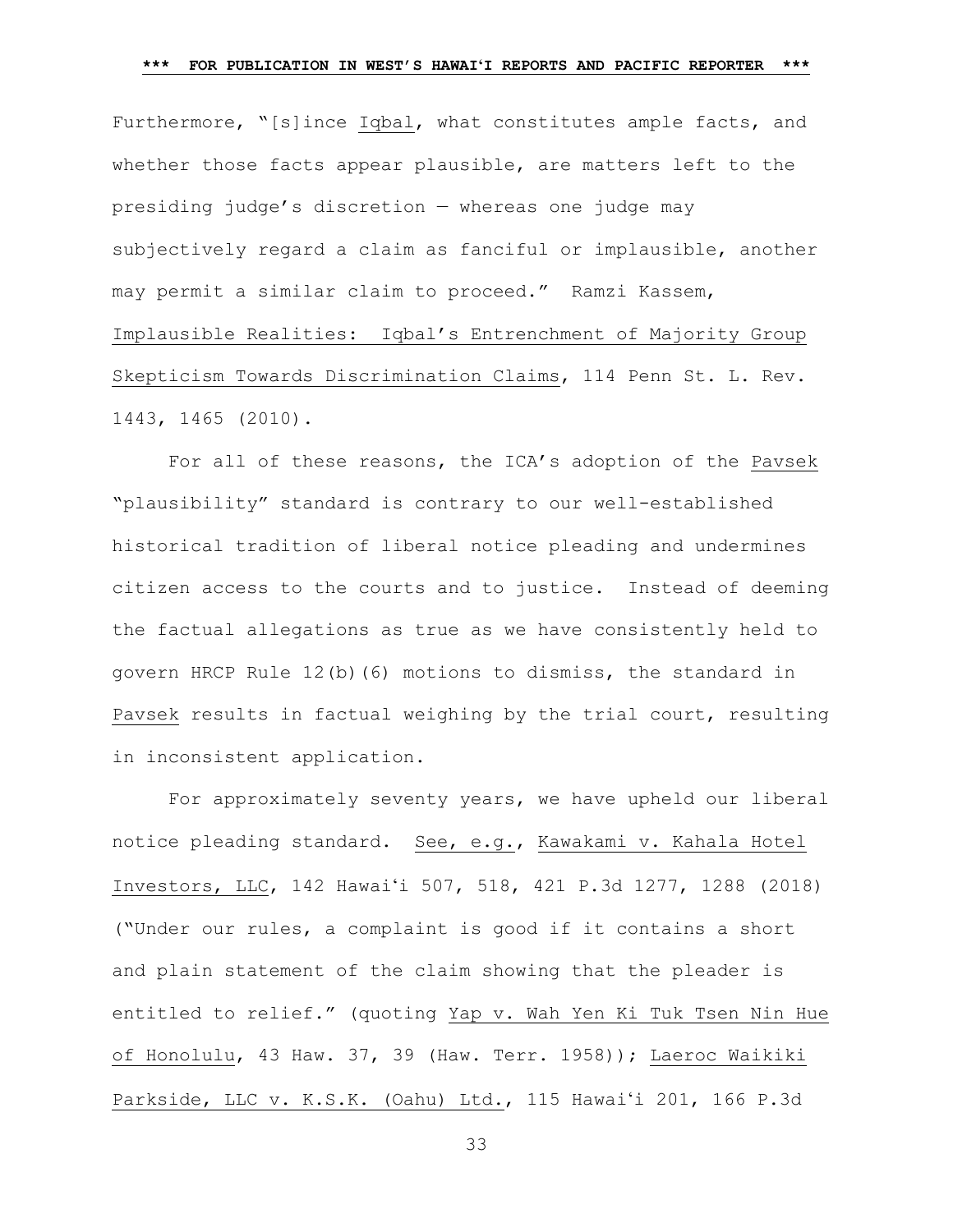Furthermore, "[s]ince Iqbal, what constitutes ample facts, and whether those facts appear plausible, are matters left to the presiding judge's discretion — whereas one judge may subjectively regard a claim as fanciful or implausible, another may permit a similar claim to proceed." Ramzi Kassem, Implausible Realities: Iqbal's Entrenchment of Majority Group Skepticism Towards Discrimination Claims, 114 Penn St. L. Rev. 1443, 1465 (2010).

For all of these reasons, the ICA's adoption of the Pavsek "plausibility" standard is contrary to our well-established historical tradition of liberal notice pleading and undermines citizen access to the courts and to justice. Instead of deeming the factual allegations as true as we have consistently held to govern HRCP Rule 12(b)(6) motions to dismiss, the standard in Pavsek results in factual weighing by the trial court, resulting in inconsistent application.

For approximately seventy years, we have upheld our liberal notice pleading standard. See, e.g., Kawakami v. Kahala Hotel Investors, LLC, 142 Hawaiʻi 507, 518, 421 P.3d 1277, 1288 (2018) ("Under our rules, a complaint is good if it contains a short and plain statement of the claim showing that the pleader is entitled to relief." (quoting Yap v. Wah Yen Ki Tuk Tsen Nin Hue of Honolulu, 43 Haw. 37, 39 (Haw. Terr. 1958)); Laeroc Waikiki Parkside, LLC v. K.S.K. (Oahu) Ltd., 115 Hawaiʻi 201, 166 P.3d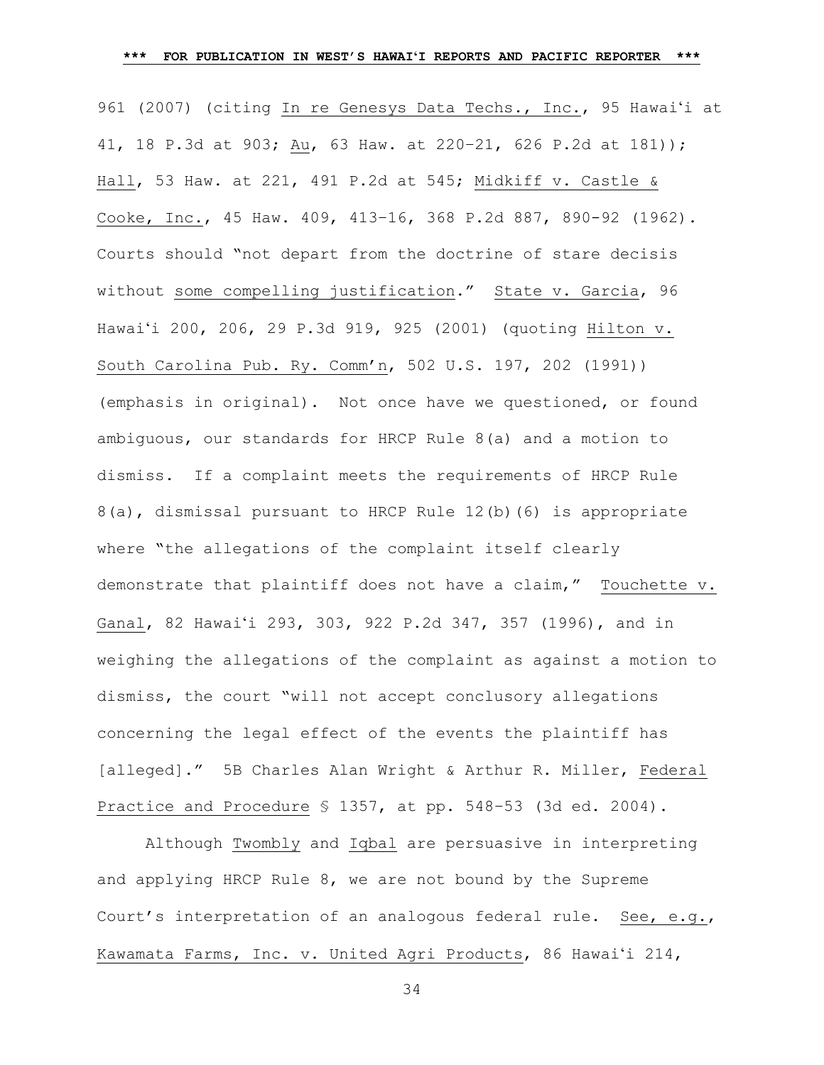961 (2007) (citing In re Genesys Data Techs., Inc., 95 Hawaiʻi at 41, 18 P.3d at 903; Au, 63 Haw. at 220–21, 626 P.2d at 181)); Hall, 53 Haw. at 221, 491 P.2d at 545; Midkiff v. Castle & Cooke, Inc., 45 Haw. 409, 413–16, 368 P.2d 887, 890-92 (1962). Courts should "not depart from the doctrine of stare decisis without some compelling justification." State v. Garcia, 96 Hawaiʻi 200, 206, 29 P.3d 919, 925 (2001) (quoting Hilton v. South Carolina Pub. Ry. Comm'n, 502 U.S. 197, 202 (1991)) (emphasis in original). Not once have we questioned, or found ambiguous, our standards for HRCP Rule 8(a) and a motion to dismiss. If a complaint meets the requirements of HRCP Rule 8(a), dismissal pursuant to HRCP Rule 12(b)(6) is appropriate where "the allegations of the complaint itself clearly demonstrate that plaintiff does not have a claim," Touchette v. Ganal, 82 Hawaiʻi 293, 303, 922 P.2d 347, 357 (1996), and in weighing the allegations of the complaint as against a motion to dismiss, the court "will not accept conclusory allegations concerning the legal effect of the events the plaintiff has [alleged]." 5B Charles Alan Wright & Arthur R. Miller, Federal Practice and Procedure § 1357, at pp. 548–53 (3d ed. 2004).

Although Twombly and Iqbal are persuasive in interpreting and applying HRCP Rule 8, we are not bound by the Supreme Court's interpretation of an analogous federal rule. See, e.g., Kawamata Farms, Inc. v. United Agri Products, 86 Hawaiʻi 214,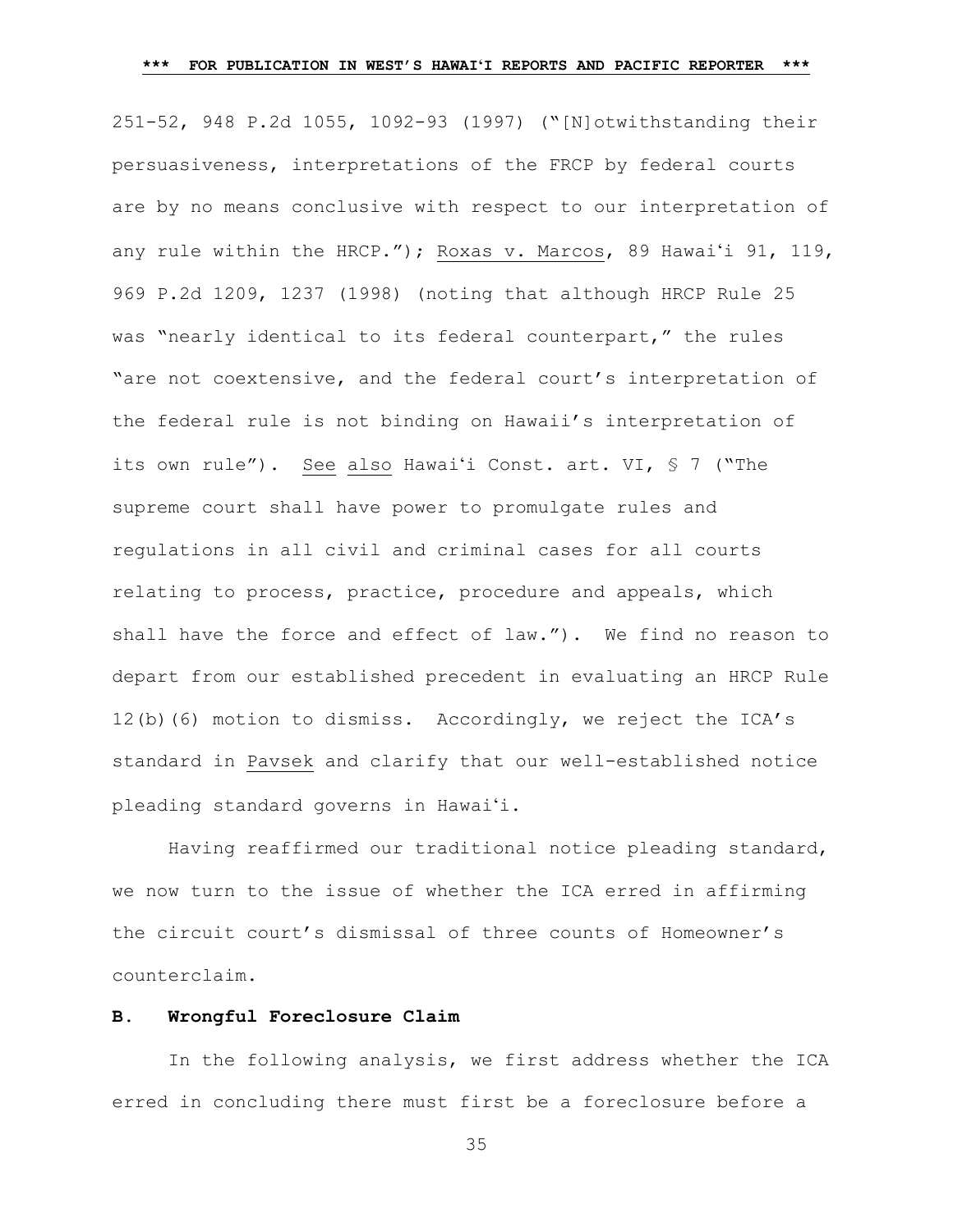251-52, 948 P.2d 1055, 1092-93 (1997) ("[N]otwithstanding their persuasiveness, interpretations of the FRCP by federal courts are by no means conclusive with respect to our interpretation of any rule within the HRCP."); Roxas v. Marcos, 89 Hawaiʻi 91, 119, 969 P.2d 1209, 1237 (1998) (noting that although HRCP Rule 25 was "nearly identical to its federal counterpart," the rules "are not coextensive, and the federal court's interpretation of the federal rule is not binding on Hawaii's interpretation of its own rule"). See also Hawaiʻi Const. art. VI, § 7 ("The supreme court shall have power to promulgate rules and regulations in all civil and criminal cases for all courts relating to process, practice, procedure and appeals, which shall have the force and effect of law."). We find no reason to depart from our established precedent in evaluating an HRCP Rule 12(b)(6) motion to dismiss. Accordingly, we reject the ICA's standard in Pavsek and clarify that our well-established notice pleading standard governs in Hawaiʻi.

Having reaffirmed our traditional notice pleading standard, we now turn to the issue of whether the ICA erred in affirming the circuit court's dismissal of three counts of Homeowner's counterclaim.

**B. Wrongful Foreclosure Claim**

In the following analysis, we first address whether the ICA erred in concluding there must first be a foreclosure before a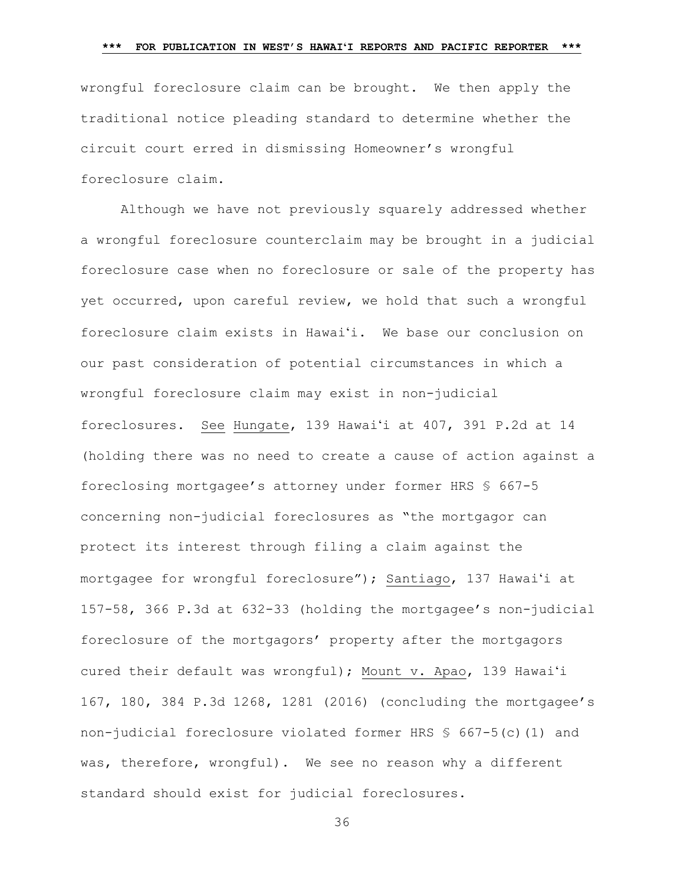wrongful foreclosure claim can be brought. We then apply the traditional notice pleading standard to determine whether the circuit court erred in dismissing Homeowner's wrongful foreclosure claim.

Although we have not previously squarely addressed whether a wrongful foreclosure counterclaim may be brought in a judicial foreclosure case when no foreclosure or sale of the property has yet occurred, upon careful review, we hold that such a wrongful foreclosure claim exists in Hawaiʻi. We base our conclusion on our past consideration of potential circumstances in which a wrongful foreclosure claim may exist in non-judicial foreclosures. <u>See</u> <u>Hungate</u>, 139 Hawaiʻi at 407, 391 P.2d at 14 (holding there was no need to create a cause of action against a foreclosing mortgagee's attorney under former HRS § 667-5 concerning non-judicial foreclosures as "the mortgagor can protect its interest through filing a claim against the mortgagee for wrongful foreclosure"); <u>Santiago</u>, 137 Hawaiʻi at 157-58, 366 P.3d at 632-33 (holding the mortgagee's non-judicial foreclosure of the mortgagors' property after the mortgagors cured their default was wrongful); <u>Mount v. Apao</u>, 139 Hawaiʻi 167, 180, 384 P.3d 1268, 1281 (2016) (concluding the mortgagee's non-judicial foreclosure violated former HRS § 667-5(c)(1) and was, therefore, wrongful). We see no reason why a different standard should exist for judicial foreclosures.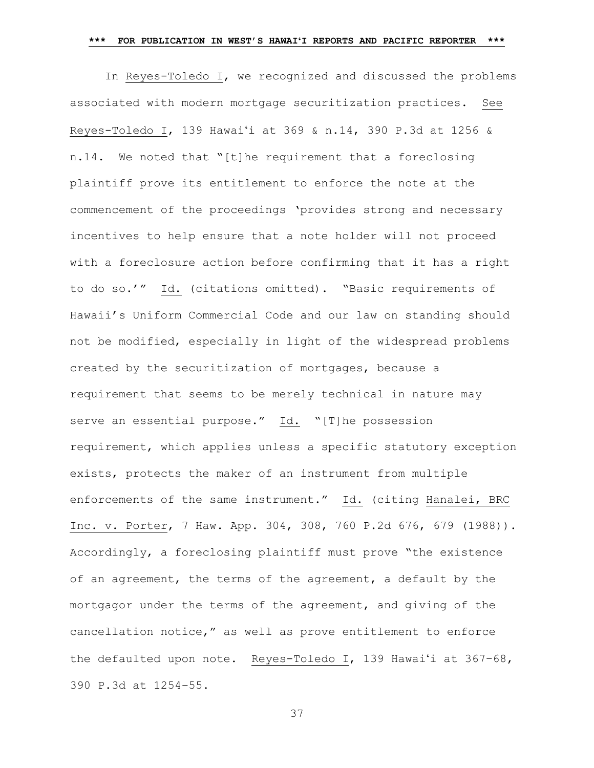In Reyes-Toledo I, we recognized and discussed the problems associated with modern mortgage securitization practices. See Reyes-Toledo I, 139 Hawaiʻi at 369 & n.14, 390 P.3d at 1256 & n.14. We noted that "[t]he requirement that a foreclosing plaintiff prove its entitlement to enforce the note at the commencement of the proceedings 'provides strong and necessary incentives to help ensure that a note holder will not proceed with a foreclosure action before confirming that it has a right to do so.'" Id. (citations omitted). "Basic requirements of Hawaii's Uniform Commercial Code and our law on standing should not be modified, especially in light of the widespread problems created by the securitization of mortgages, because a requirement that seems to be merely technical in nature may serve an essential purpose." Id. "[T]he possession requirement, which applies unless a specific statutory exception exists, protects the maker of an instrument from multiple enforcements of the same instrument." Id. (citing Hanalei, BRC Inc. v. Porter, 7 Haw. App. 304, 308, 760 P.2d 676, 679 (1988)). Accordingly, a foreclosing plaintiff must prove "the existence of an agreement, the terms of the agreement, a default by the mortgagor under the terms of the agreement, and giving of the cancellation notice," as well as prove entitlement to enforce the defaulted upon note. Reyes-Toledo I, 139 Hawaiʻi at 367–68, 390 P.3d at 1254–55.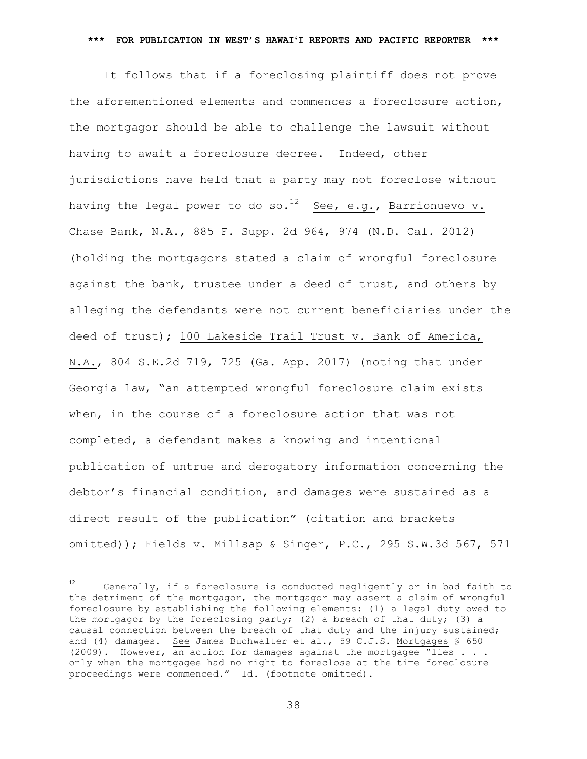It follows that if a foreclosing plaintiff does not prove the aforementioned elements and commences a foreclosure action, the mortgagor should be able to challenge the lawsuit without having to await a foreclosure decree. Indeed, other jurisdictions have held that a party may not foreclose without having the legal power to do so.[12] See, e.g., Barrionuevo v. Chase Bank, N.A., 885 F. Supp. 2d 964, 974 (N.D. Cal. 2012) (holding the mortgagors stated a claim of wrongful foreclosure against the bank, trustee under a deed of trust, and others by alleging the defendants were not current beneficiaries under the deed of trust); 100 Lakeside Trail Trust v. Bank of America, N.A., 804 S.E.2d 719, 725 (Ga. App. 2017) (noting that under Georgia law, "an attempted wrongful foreclosure claim exists when, in the course of a foreclosure action that was not completed, a defendant makes a knowing and intentional publication of untrue and derogatory information concerning the debtor's financial condition, and damages were sustained as a direct result of the publication" (citation and brackets omitted)); Fields v. Millsap & Singer, P.C., 295 S.W.3d 567, 571

---

[12] Generally, if a foreclosure is conducted negligently or in bad faith to the detriment of the mortgagor, the mortgagor may assert a claim of wrongful foreclosure by establishing the following elements: (1) a legal duty owed to the mortgagor by the foreclosing party; (2) a breach of that duty; (3) a causal connection between the breach of that duty and the injury sustained; and (4) damages. See James Buchwalter et al., 59 C.J.S. Mortgages § 650 (2009). However, an action for damages against the mortgagee "lies . . . only when the mortgagee had no right to foreclose at the time foreclosure proceedings were commenced." Id. (footnote omitted).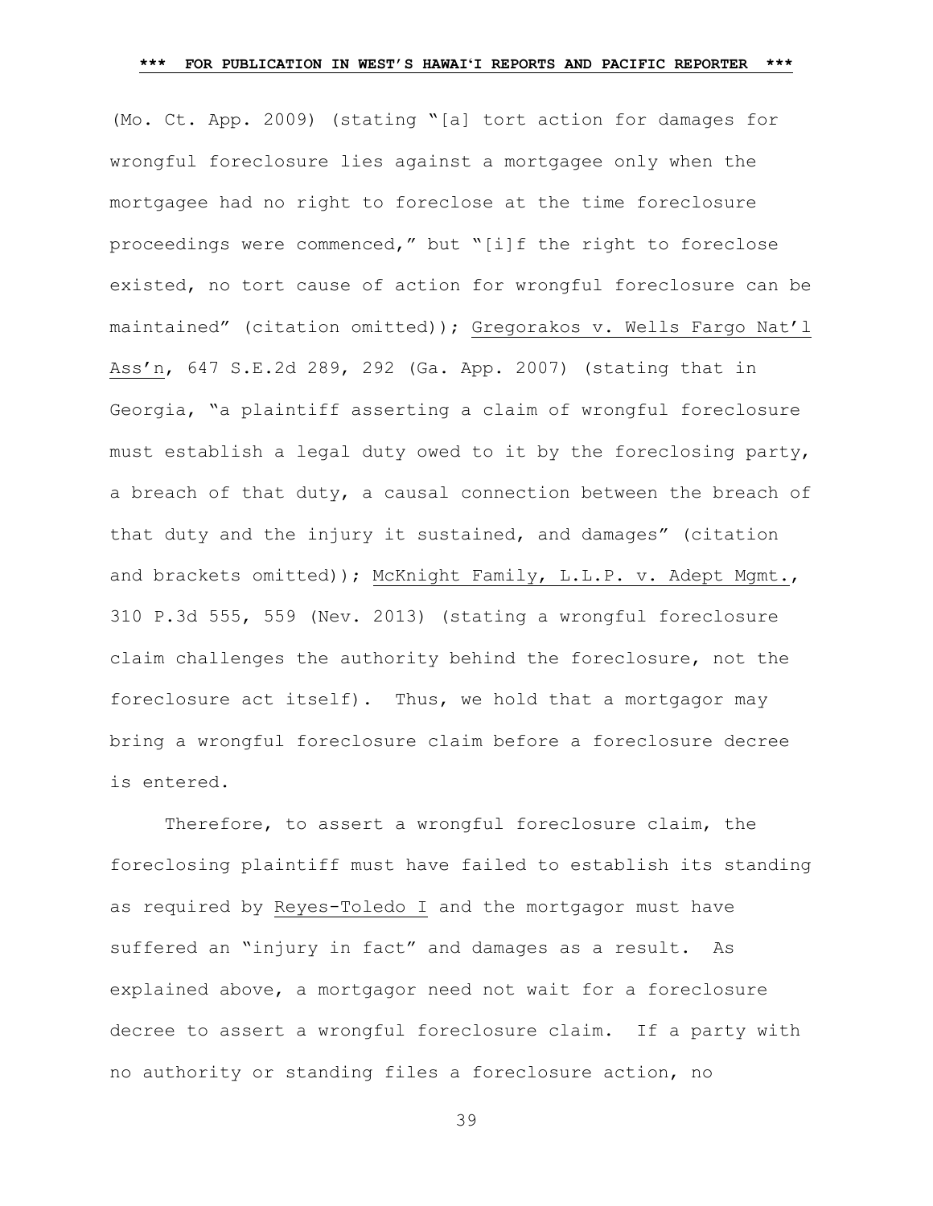(Mo. Ct. App. 2009) (stating "[a] tort action for damages for wrongful foreclosure lies against a mortgagee only when the mortgagee had no right to foreclose at the time foreclosure proceedings were commenced," but "[i]f the right to foreclose existed, no tort cause of action for wrongful foreclosure can be maintained" (citation omitted)); Gregorakos v. Wells Fargo Nat'l Ass'n, 647 S.E.2d 289, 292 (Ga. App. 2007) (stating that in Georgia, "a plaintiff asserting a claim of wrongful foreclosure must establish a legal duty owed to it by the foreclosing party, a breach of that duty, a causal connection between the breach of that duty and the injury it sustained, and damages" (citation and brackets omitted)); McKnight Family, L.L.P. v. Adept Mgmt., 310 P.3d 555, 559 (Nev. 2013) (stating a wrongful foreclosure claim challenges the authority behind the foreclosure, not the foreclosure act itself). Thus, we hold that a mortgagor may bring a wrongful foreclosure claim before a foreclosure decree is entered.

Therefore, to assert a wrongful foreclosure claim, the foreclosing plaintiff must have failed to establish its standing as required by Reyes-Toledo I and the mortgagor must have suffered an "injury in fact" and damages as a result. As explained above, a mortgagor need not wait for a foreclosure decree to assert a wrongful foreclosure claim. If a party with no authority or standing files a foreclosure action, no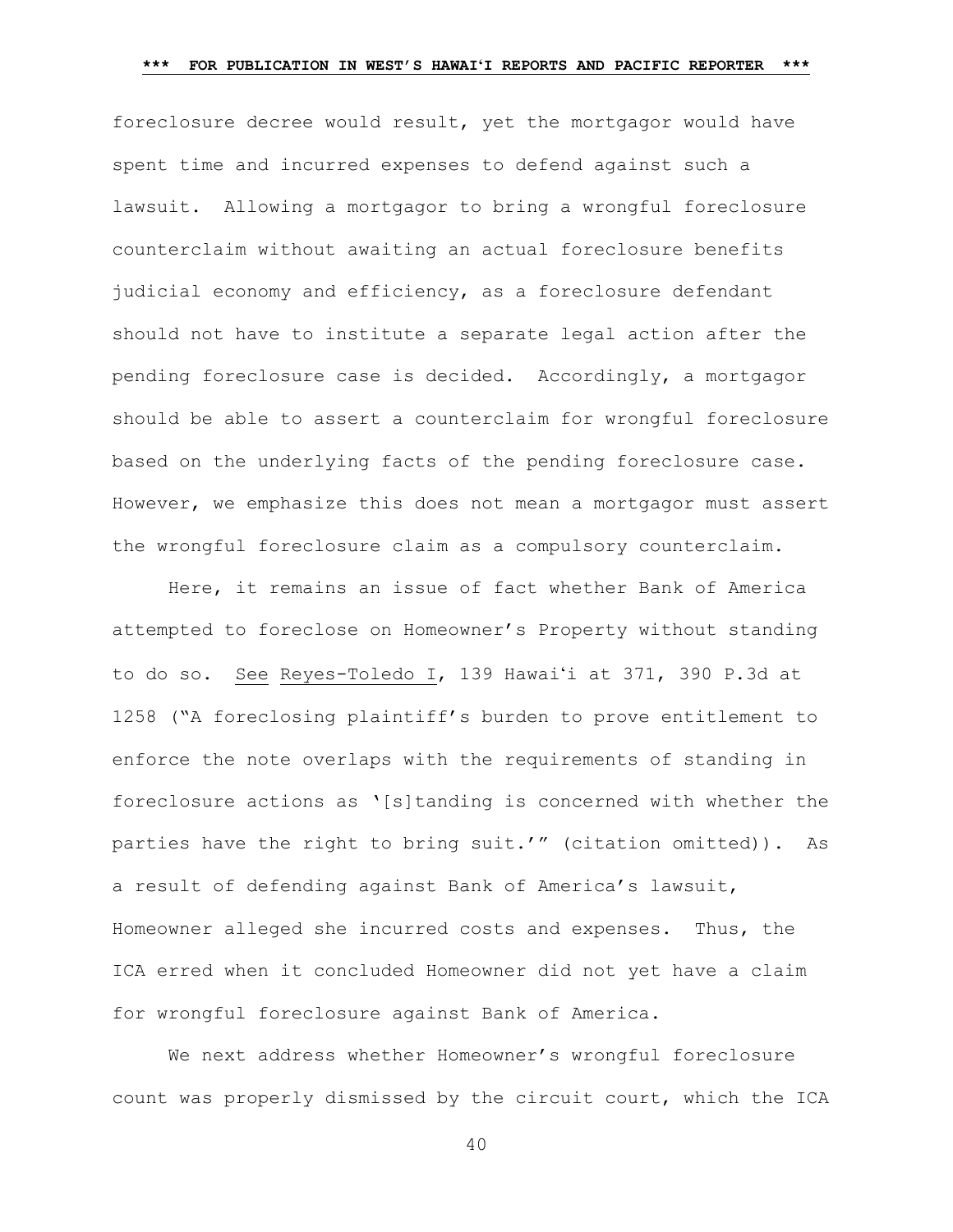foreclosure decree would result, yet the mortgagor would have spent time and incurred expenses to defend against such a lawsuit. Allowing a mortgagor to bring a wrongful foreclosure counterclaim without awaiting an actual foreclosure benefits judicial economy and efficiency, as a foreclosure defendant should not have to institute a separate legal action after the pending foreclosure case is decided. Accordingly, a mortgagor should be able to assert a counterclaim for wrongful foreclosure based on the underlying facts of the pending foreclosure case. However, we emphasize this does not mean a mortgagor must assert the wrongful foreclosure claim as a compulsory counterclaim.

Here, it remains an issue of fact whether Bank of America attempted to foreclose on Homeowner's Property without standing to do so. See Reyes-Toledo I, 139 Hawaiʻi at 371, 390 P.3d at 1258 ("A foreclosing plaintiff's burden to prove entitlement to enforce the note overlaps with the requirements of standing in foreclosure actions as '[s]tanding is concerned with whether the parties have the right to bring suit.'" (citation omitted)). As a result of defending against Bank of America's lawsuit, Homeowner alleged she incurred costs and expenses. Thus, the ICA erred when it concluded Homeowner did not yet have a claim for wrongful foreclosure against Bank of America.

We next address whether Homeowner's wrongful foreclosure count was properly dismissed by the circuit court, which the ICA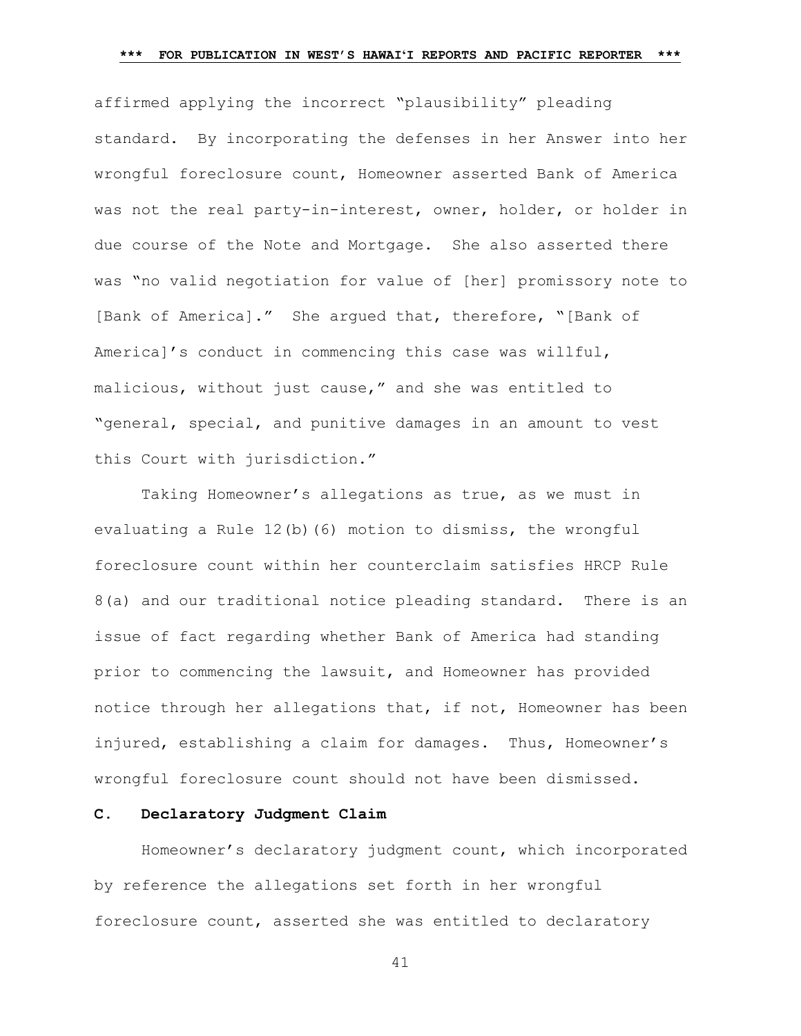affirmed applying the incorrect "plausibility" pleading standard. By incorporating the defenses in her Answer into her wrongful foreclosure count, Homeowner asserted Bank of America was not the real party-in-interest, owner, holder, or holder in due course of the Note and Mortgage. She also asserted there was "no valid negotiation for value of [her] promissory note to [Bank of America]." She argued that, therefore, "[Bank of America]'s conduct in commencing this case was willful, malicious, without just cause," and she was entitled to "general, special, and punitive damages in an amount to vest this Court with jurisdiction."

Taking Homeowner's allegations as true, as we must in evaluating a Rule 12(b)(6) motion to dismiss, the wrongful foreclosure count within her counterclaim satisfies HRCP Rule 8(a) and our traditional notice pleading standard. There is an issue of fact regarding whether Bank of America had standing prior to commencing the lawsuit, and Homeowner has provided notice through her allegations that, if not, Homeowner has been injured, establishing a claim for damages. Thus, Homeowner's wrongful foreclosure count should not have been dismissed.

### C. Declaratory Judgment Claim

Homeowner's declaratory judgment count, which incorporated by reference the allegations set forth in her wrongful foreclosure count, asserted she was entitled to declaratory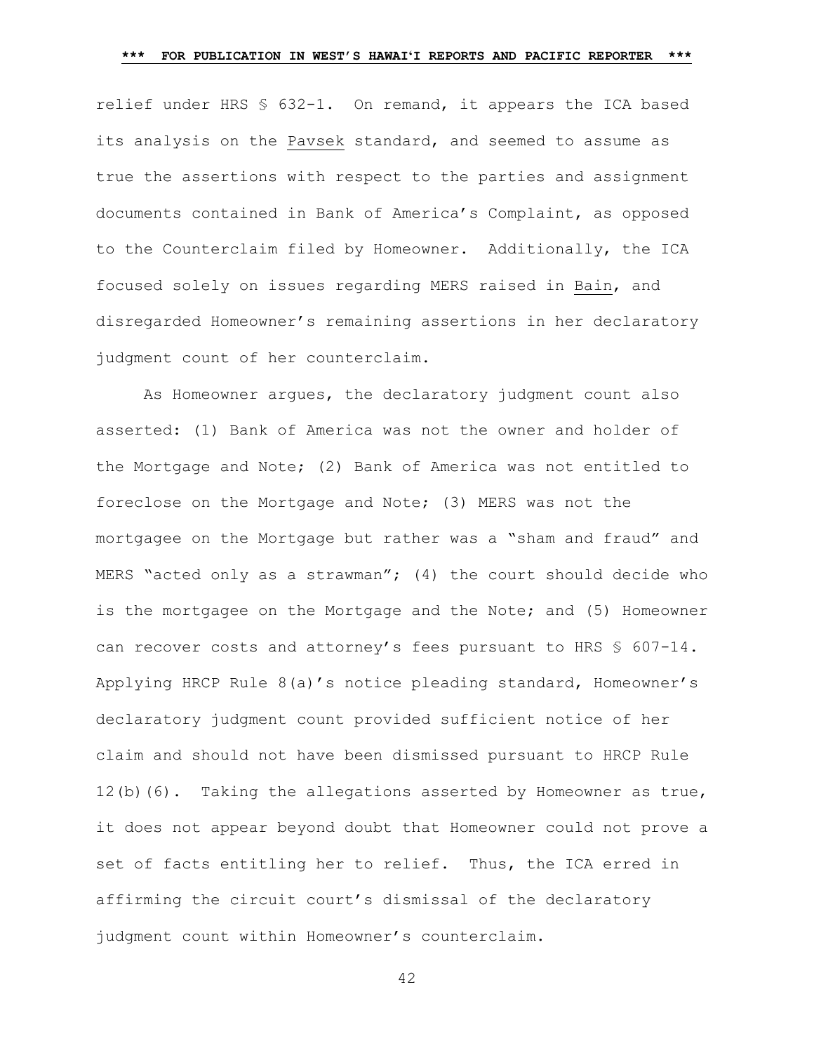relief under HRS § 632-1. On remand, it appears the ICA based its analysis on the Pavsek standard, and seemed to assume as true the assertions with respect to the parties and assignment documents contained in Bank of America's Complaint, as opposed to the Counterclaim filed by Homeowner. Additionally, the ICA focused solely on issues regarding MERS raised in Bain, and disregarded Homeowner's remaining assertions in her declaratory judgment count of her counterclaim.

As Homeowner argues, the declaratory judgment count also asserted: (1) Bank of America was not the owner and holder of the Mortgage and Note; (2) Bank of America was not entitled to foreclose on the Mortgage and Note; (3) MERS was not the mortgagee on the Mortgage but rather was a "sham and fraud" and MERS "acted only as a strawman"; (4) the court should decide who is the mortgagee on the Mortgage and the Note; and (5) Homeowner can recover costs and attorney's fees pursuant to HRS § 607-14. Applying HRCP Rule 8(a)'s notice pleading standard, Homeowner's declaratory judgment count provided sufficient notice of her claim and should not have been dismissed pursuant to HRCP Rule 12(b)(6). Taking the allegations asserted by Homeowner as true, it does not appear beyond doubt that Homeowner could not prove a set of facts entitling her to relief. Thus, the ICA erred in affirming the circuit court's dismissal of the declaratory judgment count within Homeowner's counterclaim.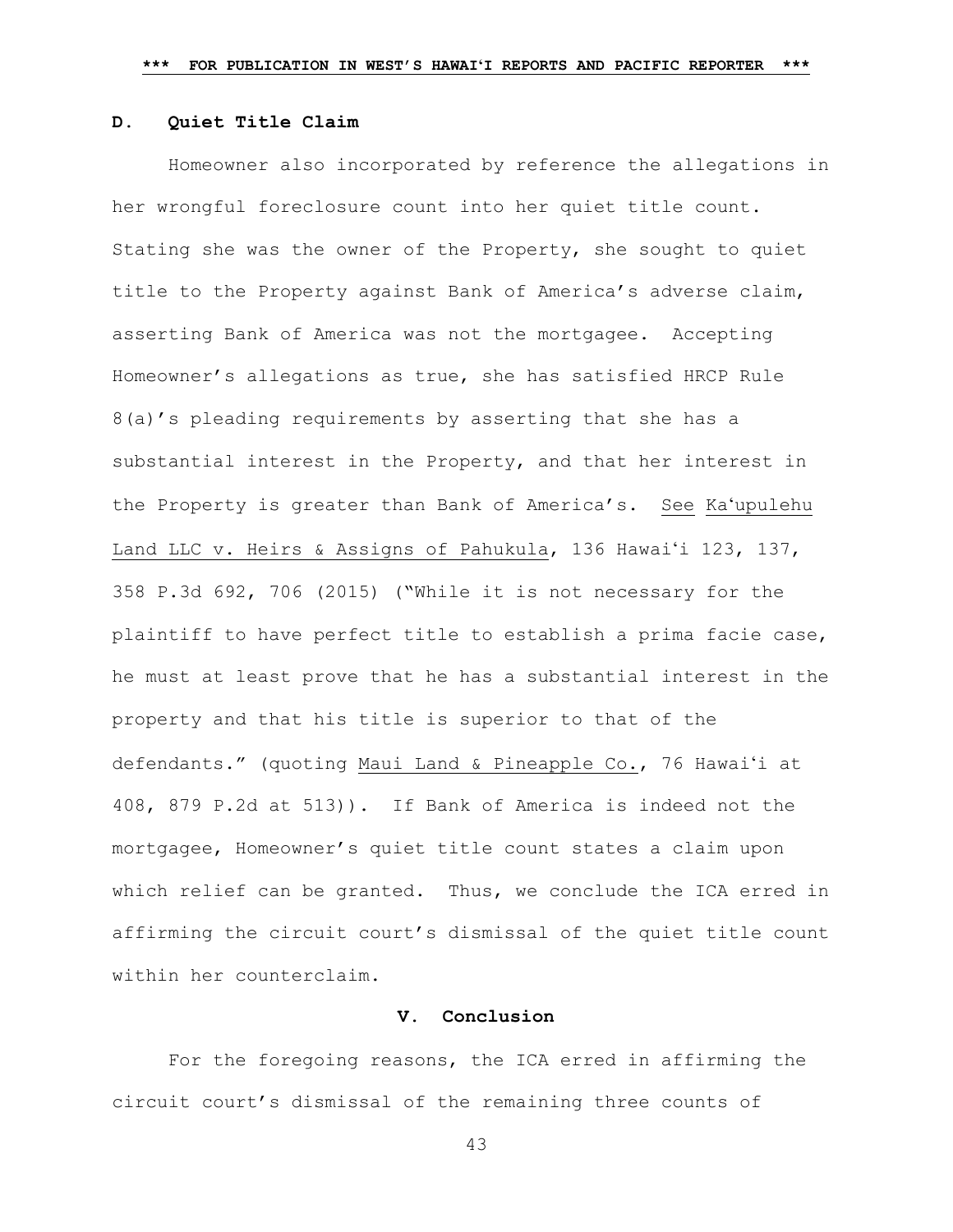### D. Quiet Title Claim

Homeowner also incorporated by reference the allegations in her wrongful foreclosure count into her quiet title count. Stating she was the owner of the Property, she sought to quiet title to the Property against Bank of America's adverse claim, asserting Bank of America was not the mortgagee. Accepting Homeowner's allegations as true, she has satisfied HRCP Rule 8(a)'s pleading requirements by asserting that she has a substantial interest in the Property, and that her interest in the Property is greater than Bank of America's. See Ka'upulehu Land LLC v. Heirs & Assigns of Pahukula, 136 Hawai'i 123, 137, 358 P.3d 692, 706 (2015) ("While it is not necessary for the plaintiff to have perfect title to establish a prima facie case, he must at least prove that he has a substantial interest in the property and that his title is superior to that of the defendants." (quoting Maui Land & Pineapple Co., 76 Hawai'i at 408, 879 P.2d at 513)). If Bank of America is indeed not the mortgagee, Homeowner's quiet title count states a claim upon which relief can be granted. Thus, we conclude the ICA erred in affirming the circuit court's dismissal of the quiet title count within her counterclaim.

## V. Conclusion

For the foregoing reasons, the ICA erred in affirming the circuit court's dismissal of the remaining three counts of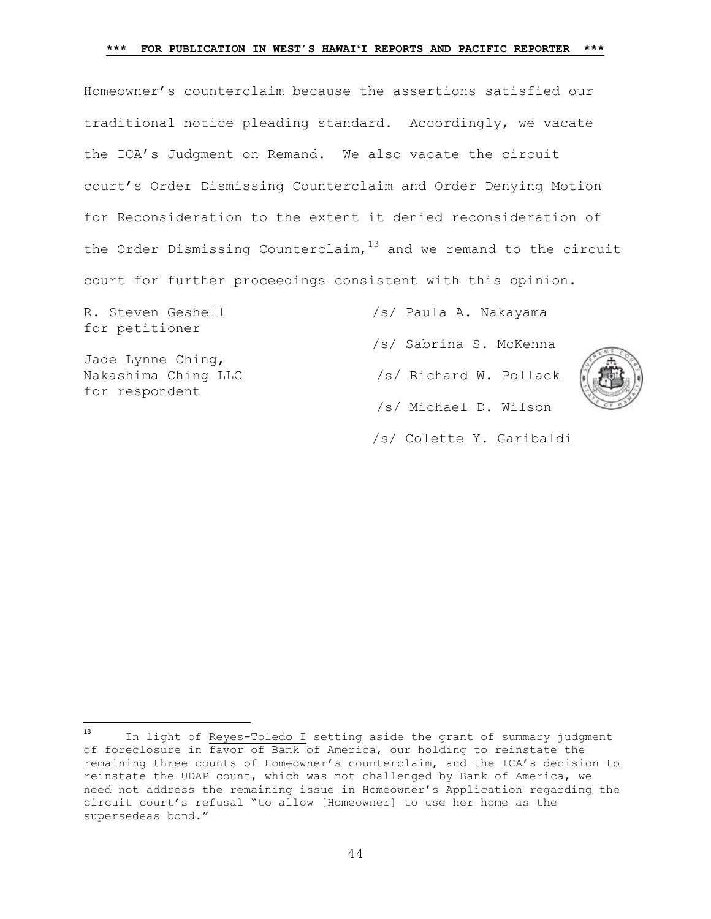Homeowner's counterclaim because the assertions satisfied our traditional notice pleading standard. Accordingly, we vacate the ICA's Judgment on Remand. We also vacate the circuit court's Order Dismissing Counterclaim and Order Denying Motion for Reconsideration to the extent it denied reconsideration of the Order Dismissing Counterclaim,[13] and we remand to the circuit court for further proceedings consistent with this opinion.

R. Steven Geshell
for petitioner

Jade Lynne Ching,
Nakashima Ching LLC
for respondent

/s/ Paula A. Nakayama

/s/ Sabrina S. McKenna

/s/ Richard W. Pollack

/s/ Michael D. Wilson

/s/ Colette Y. Garibaldi

---

[13] In light of Reyes-Toledo I setting aside the grant of summary judgment of foreclosure in favor of Bank of America, our holding to reinstate the remaining three counts of Homeowner's counterclaim, and the ICA's decision to reinstate the UDAP count, which was not challenged by Bank of America, we need not address the remaining issue in Homeowner's Application regarding the circuit court's refusal "to allow [Homeowner] to use her home as the supersedeas bond."